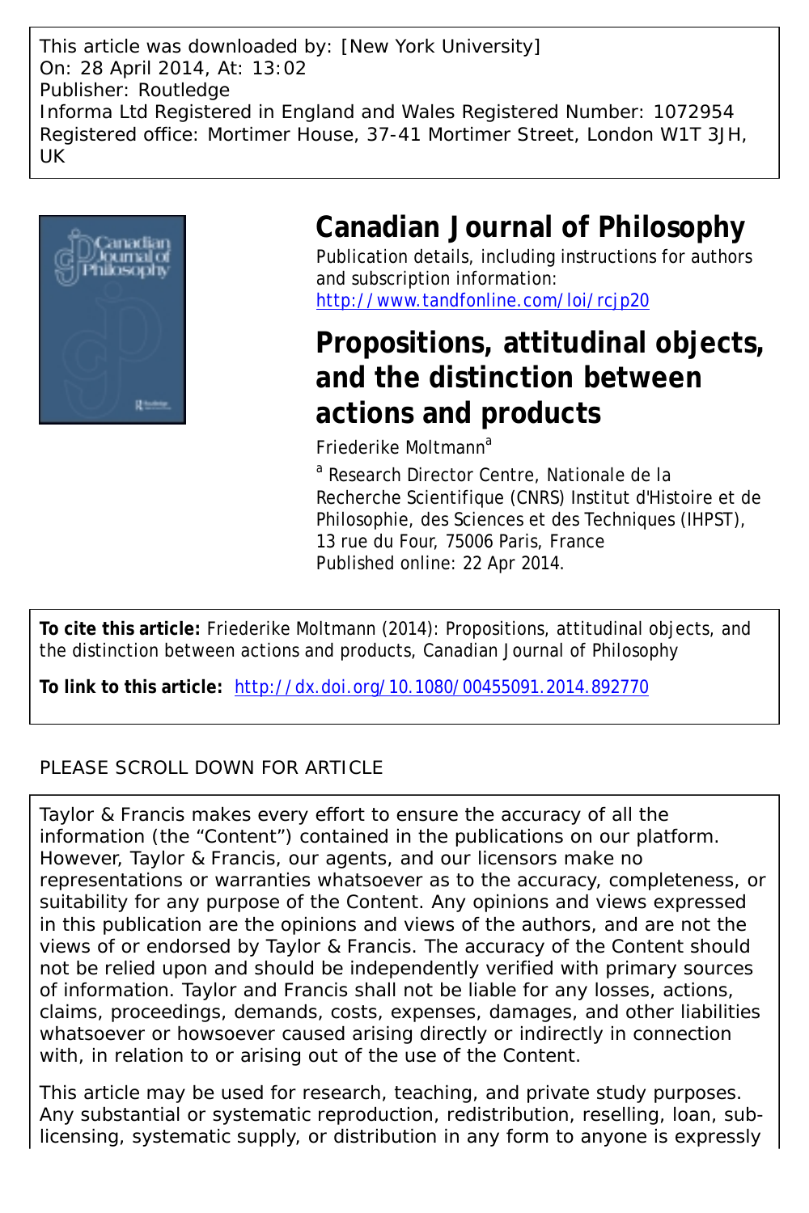This article was downloaded by: [New York University]
On: 28 April 2014, At: 13:02
Publisher: Routledge
Informa Ltd Registered in England and Wales Registered Number: 1072954
Registered office: Mortimer House, 37-41 Mortimer Street, London W1T 3JH, UK

# Canadian Journal of Philosophy

Publication details, including instructions for authors and subscription information:
http://www.tandfonline.com/loi/rcjp20

## Propositions, attitudinal objects, and the distinction between actions and products

Friederike Moltmann[a]

[a] Research Director Centre, Nationale de la Recherche Scientifique (CNRS) Institut d'Histoire et de Philosophie, des Sciences et des Techniques (IHPST), 13 rue du Four, 75006 Paris, France

Published online: 22 Apr 2014.

**To cite this article:** Friederike Moltmann (2014): Propositions, attitudinal objects, and the distinction between actions and products, Canadian Journal of Philosophy

**To link to this article:** http://dx.doi.org/10.1080/00455091.2014.892770

PLEASE SCROLL DOWN FOR ARTICLE

Taylor & Francis makes every effort to ensure the accuracy of all the information (the "Content") contained in the publications on our platform. However, Taylor & Francis, our agents, and our licensors make no representations or warranties whatsoever as to the accuracy, completeness, or suitability for any purpose of the Content. Any opinions and views expressed in this publication are the opinions and views of the authors, and are not the views of or endorsed by Taylor & Francis. The accuracy of the Content should not be relied upon and should be independently verified with primary sources of information. Taylor and Francis shall not be liable for any losses, actions, claims, proceedings, demands, costs, expenses, damages, and other liabilities whatsoever or howsoever caused arising directly or indirectly in connection with, in relation to or arising out of the use of the Content.

This article may be used for research, teaching, and private study purposes. Any substantial or systematic reproduction, redistribution, reselling, loan, sub-licensing, systematic supply, or distribution in any form to anyone is expressly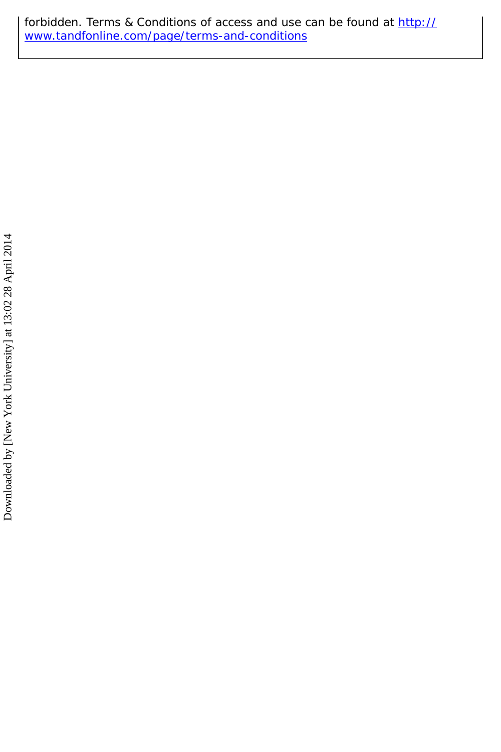forbidden. Terms & Conditions of access and use can be found at http://www.tandfonline.com/page/terms-and-conditions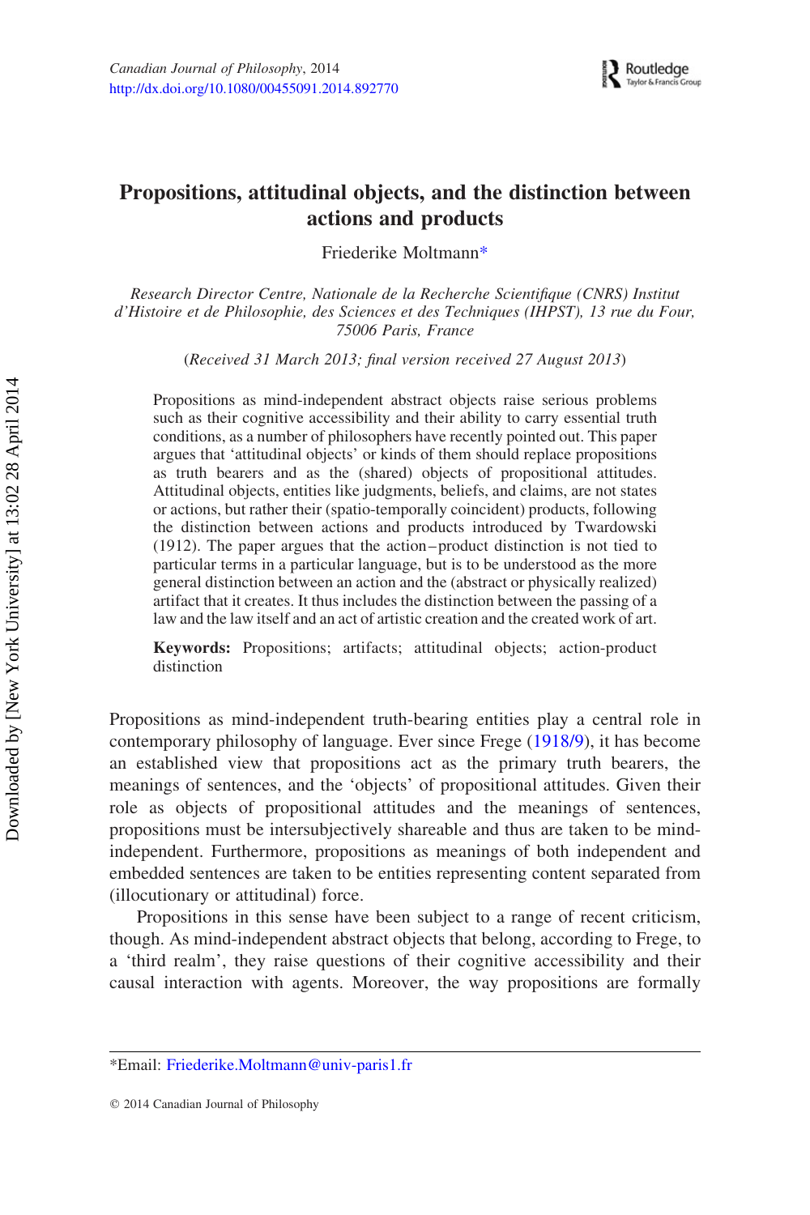# Propositions, attitudinal objects, and the distinction between actions and products

Friederike Moltmann*

*Research Director Centre, Nationale de la Recherche Scientifique (CNRS) Institut d'Histoire et de Philosophie, des Sciences et des Techniques (IHPST), 13 rue du Four, 75006 Paris, France*

(*Received 31 March 2013; final version received 27 August 2013*)

Propositions as mind-independent abstract objects raise serious problems such as their cognitive accessibility and their ability to carry essential truth conditions, as a number of philosophers have recently pointed out. This paper argues that 'attitudinal objects' or kinds of them should replace propositions as truth bearers and as the (shared) objects of propositional attitudes. Attitudinal objects, entities like judgments, beliefs, and claims, are not states or actions, but rather their (spatio-temporally coincident) products, following the distinction between actions and products introduced by Twardowski (1912). The paper argues that the action–product distinction is not tied to particular terms in a particular language, but is to be understood as the more general distinction between an action and the (abstract or physically realized) artifact that it creates. It thus includes the distinction between the passing of a law and the law itself and an act of artistic creation and the created work of art.

**Keywords:** Propositions; artifacts; attitudinal objects; action-product distinction

Propositions as mind-independent truth-bearing entities play a central role in contemporary philosophy of language. Ever since Frege (1918/9), it has become an established view that propositions act as the primary truth bearers, the meanings of sentences, and the 'objects' of propositional attitudes. Given their role as objects of propositional attitudes and the meanings of sentences, propositions must be intersubjectively shareable and thus are taken to be mind-independent. Furthermore, propositions as meanings of both independent and embedded sentences are taken to be entities representing content separated from (illocutionary or attitudinal) force.

Propositions in this sense have been subject to a range of recent criticism, though. As mind-independent abstract objects that belong, according to Frege, to a 'third realm', they raise questions of their cognitive accessibility and their causal interaction with agents. Moreover, the way propositions are formally

*Email: Friederike.Moltmann@univ-paris1.fr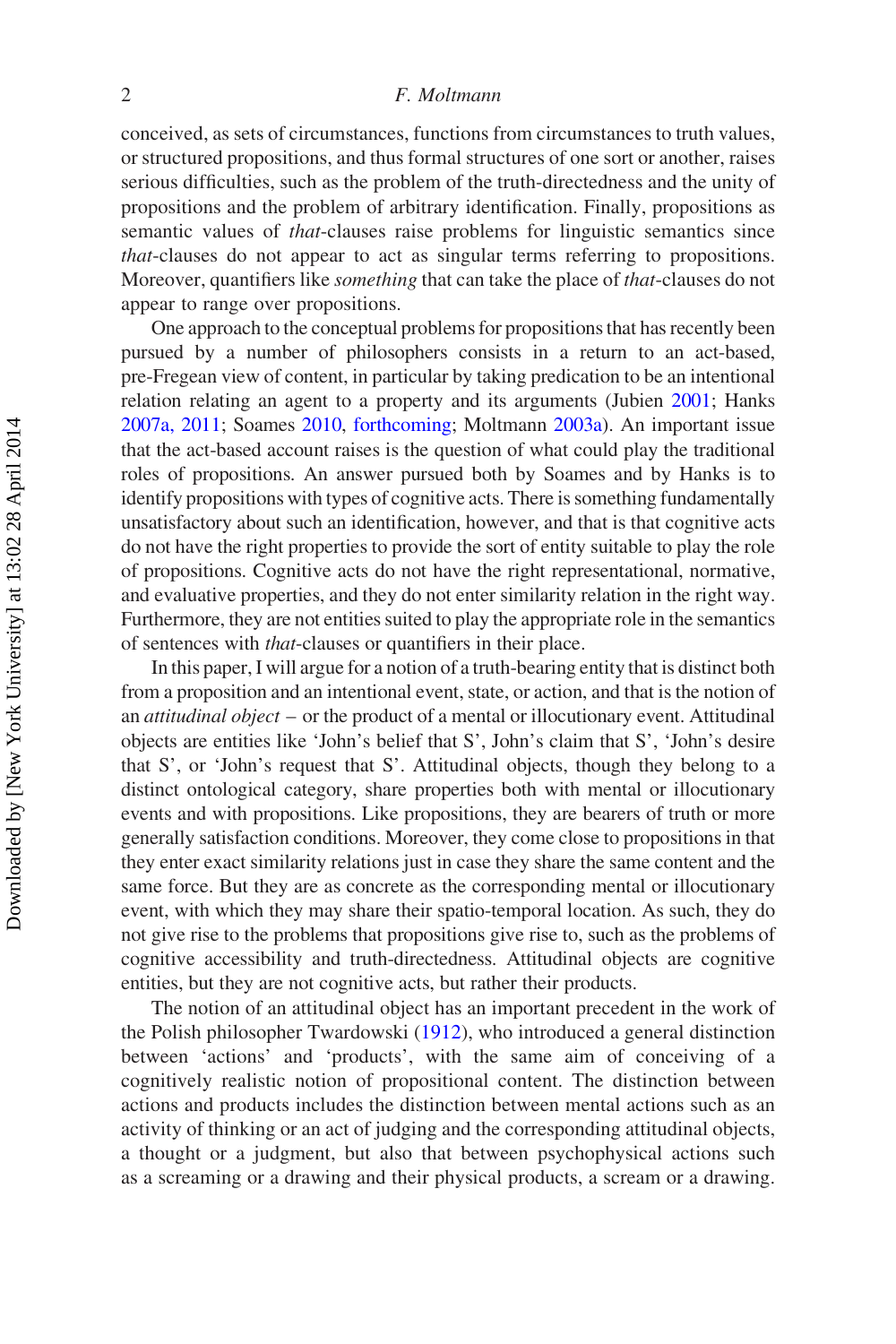conceived, as sets of circumstances, functions from circumstances to truth values, or structured propositions, and thus formal structures of one sort or another, raises serious difficulties, such as the problem of the truth-directedness and the unity of propositions and the problem of arbitrary identification. Finally, propositions as semantic values of *that*-clauses raise problems for linguistic semantics since *that*-clauses do not appear to act as singular terms referring to propositions. Moreover, quantifiers like *something* that can take the place of *that*-clauses do not appear to range over propositions.

One approach to the conceptual problems for propositions that has recently been pursued by a number of philosophers consists in a return to an act-based, pre-Fregean view of content, in particular by taking predication to be an intentional relation relating an agent to a property and its arguments (Jubien 2001; Hanks 2007a, 2011; Soames 2010, forthcoming; Moltmann 2003a). An important issue that the act-based account raises is the question of what could play the traditional roles of propositions. An answer pursued both by Soames and by Hanks is to identify propositions with types of cognitive acts. There is something fundamentally unsatisfactory about such an identification, however, and that is that cognitive acts do not have the right properties to provide the sort of entity suitable to play the role of propositions. Cognitive acts do not have the right representational, normative, and evaluative properties, and they do not enter similarity relation in the right way. Furthermore, they are not entities suited to play the appropriate role in the semantics of sentences with *that*-clauses or quantifiers in their place.

In this paper, I will argue for a notion of a truth-bearing entity that is distinct both from a proposition and an intentional event, state, or action, and that is the notion of an *attitudinal object* – or the product of a mental or illocutionary event. Attitudinal objects are entities like 'John's belief that S', John's claim that S', 'John's desire that S', or 'John's request that S'. Attitudinal objects, though they belong to a distinct ontological category, share properties both with mental or illocutionary events and with propositions. Like propositions, they are bearers of truth or more generally satisfaction conditions. Moreover, they come close to propositions in that they enter exact similarity relations just in case they share the same content and the same force. But they are as concrete as the corresponding mental or illocutionary event, with which they may share their spatio-temporal location. As such, they do not give rise to the problems that propositions give rise to, such as the problems of cognitive accessibility and truth-directedness. Attitudinal objects are cognitive entities, but they are not cognitive acts, but rather their products.

The notion of an attitudinal object has an important precedent in the work of the Polish philosopher Twardowski (1912), who introduced a general distinction between 'actions' and 'products', with the same aim of conceiving of a cognitively realistic notion of propositional content. The distinction between actions and products includes the distinction between mental actions such as an activity of thinking or an act of judging and the corresponding attitudinal objects, a thought or a judgment, but also that between psychophysical actions such as a screaming or a drawing and their physical products, a scream or a drawing.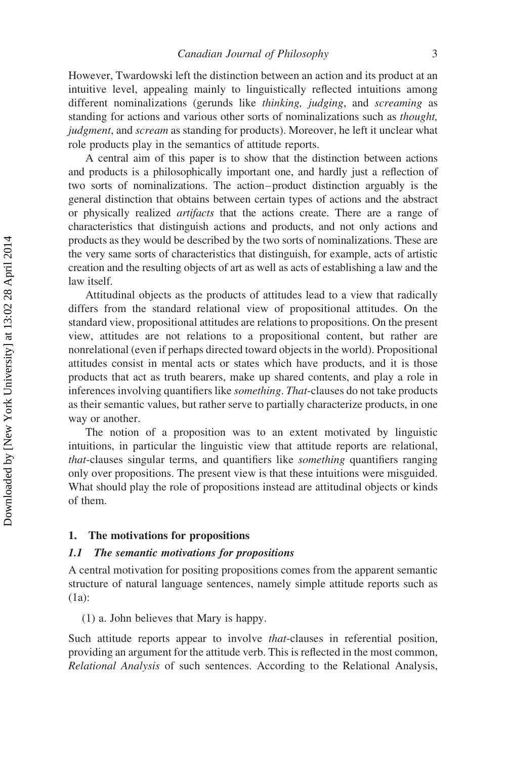However, Twardowski left the distinction between an action and its product at an intuitive level, appealing mainly to linguistically reflected intuitions among different nominalizations (gerunds like *thinking, judging*, and *screaming* as standing for actions and various other sorts of nominalizations such as *thought, judgment*, and *scream* as standing for products). Moreover, he left it unclear what role products play in the semantics of attitude reports.

A central aim of this paper is to show that the distinction between actions and products is a philosophically important one, and hardly just a reflection of two sorts of nominalizations. The action–product distinction arguably is the general distinction that obtains between certain types of actions and the abstract or physically realized *artifacts* that the actions create. There are a range of characteristics that distinguish actions and products, and not only actions and products as they would be described by the two sorts of nominalizations. These are the very same sorts of characteristics that distinguish, for example, acts of artistic creation and the resulting objects of art as well as acts of establishing a law and the law itself.

Attitudinal objects as the products of attitudes lead to a view that radically differs from the standard relational view of propositional attitudes. On the standard view, propositional attitudes are relations to propositions. On the present view, attitudes are not relations to a propositional content, but rather are nonrelational (even if perhaps directed toward objects in the world). Propositional attitudes consist in mental acts or states which have products, and it is those products that act as truth bearers, make up shared contents, and play a role in inferences involving quantifiers like *something*. *That*-clauses do not take products as their semantic values, but rather serve to partially characterize products, in one way or another.

The notion of a proposition was to an extent motivated by linguistic intuitions, in particular the linguistic view that attitude reports are relational, *that*-clauses singular terms, and quantifiers like *something* quantifiers ranging only over propositions. The present view is that these intuitions were misguided. What should play the role of propositions instead are attitudinal objects or kinds of them.

## 1. The motivations for propositions

### *1.1 The semantic motivations for propositions*

A central motivation for positing propositions comes from the apparent semantic structure of natural language sentences, namely simple attitude reports such as (1a):

(1) a. John believes that Mary is happy.

Such attitude reports appear to involve *that*-clauses in referential position, providing an argument for the attitude verb. This is reflected in the most common, *Relational Analysis* of such sentences. According to the Relational Analysis,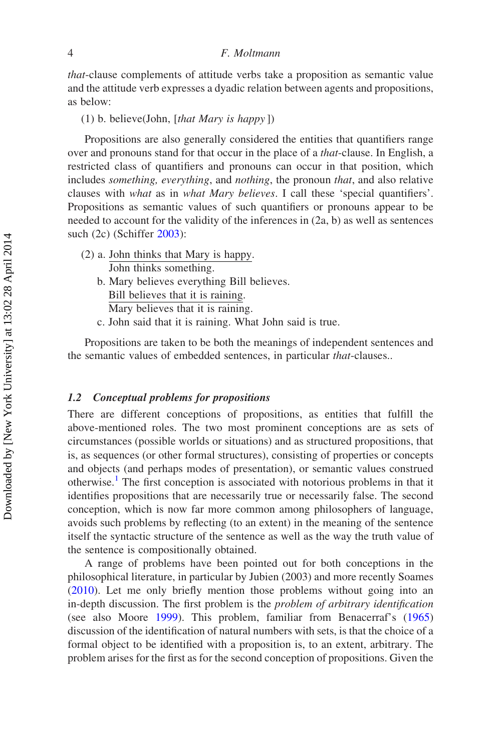*that*-clause complements of attitude verbs take a proposition as semantic value and the attitude verb expresses a dyadic relation between agents and propositions, as below:

(1) b. believe(John, [*that Mary is happy* ])

Propositions are also generally considered the entities that quantifiers range over and pronouns stand for that occur in the place of a *that*-clause. In English, a restricted class of quantifiers and pronouns can occur in that position, which includes *something, everything*, and *nothing*, the pronoun *that*, and also relative clauses with *what* as in *what Mary believes*. I call these 'special quantifiers'. Propositions as semantic values of such quantifiers or pronouns appear to be needed to account for the validity of the inferences in (2a, b) as well as sentences such (2c) (Schiffer 2003):

(2) a. John thinks that Mary is happy.
   John thinks something.
   b. Mary believes everything Bill believes.
   Bill believes that it is raining.
   Mary believes that it is raining.
   c. John said that it is raining. What John said is true.

Propositions are taken to be both the meanings of independent sentences and the semantic values of embedded sentences, in particular *that*-clauses..

### *1.2 Conceptual problems for propositions*

There are different conceptions of propositions, as entities that fulfill the above-mentioned roles. The two most prominent conceptions are as sets of circumstances (possible worlds or situations) and as structured propositions, that is, as sequences (or other formal structures), consisting of properties or concepts and objects (and perhaps modes of presentation), or semantic values construed otherwise.[1] The first conception is associated with notorious problems in that it identifies propositions that are necessarily true or necessarily false. The second conception, which is now far more common among philosophers of language, avoids such problems by reflecting (to an extent) in the meaning of the sentence itself the syntactic structure of the sentence as well as the way the truth value of the sentence is compositionally obtained.

A range of problems have been pointed out for both conceptions in the philosophical literature, in particular by Jubien (2003) and more recently Soames (2010). Let me only briefly mention those problems without going into an in-depth discussion. The first problem is the *problem of arbitrary identification* (see also Moore 1999). This problem, familiar from Benacerraf's (1965) discussion of the identification of natural numbers with sets, is that the choice of a formal object to be identified with a proposition is, to an extent, arbitrary. The problem arises for the first as for the second conception of propositions. Given the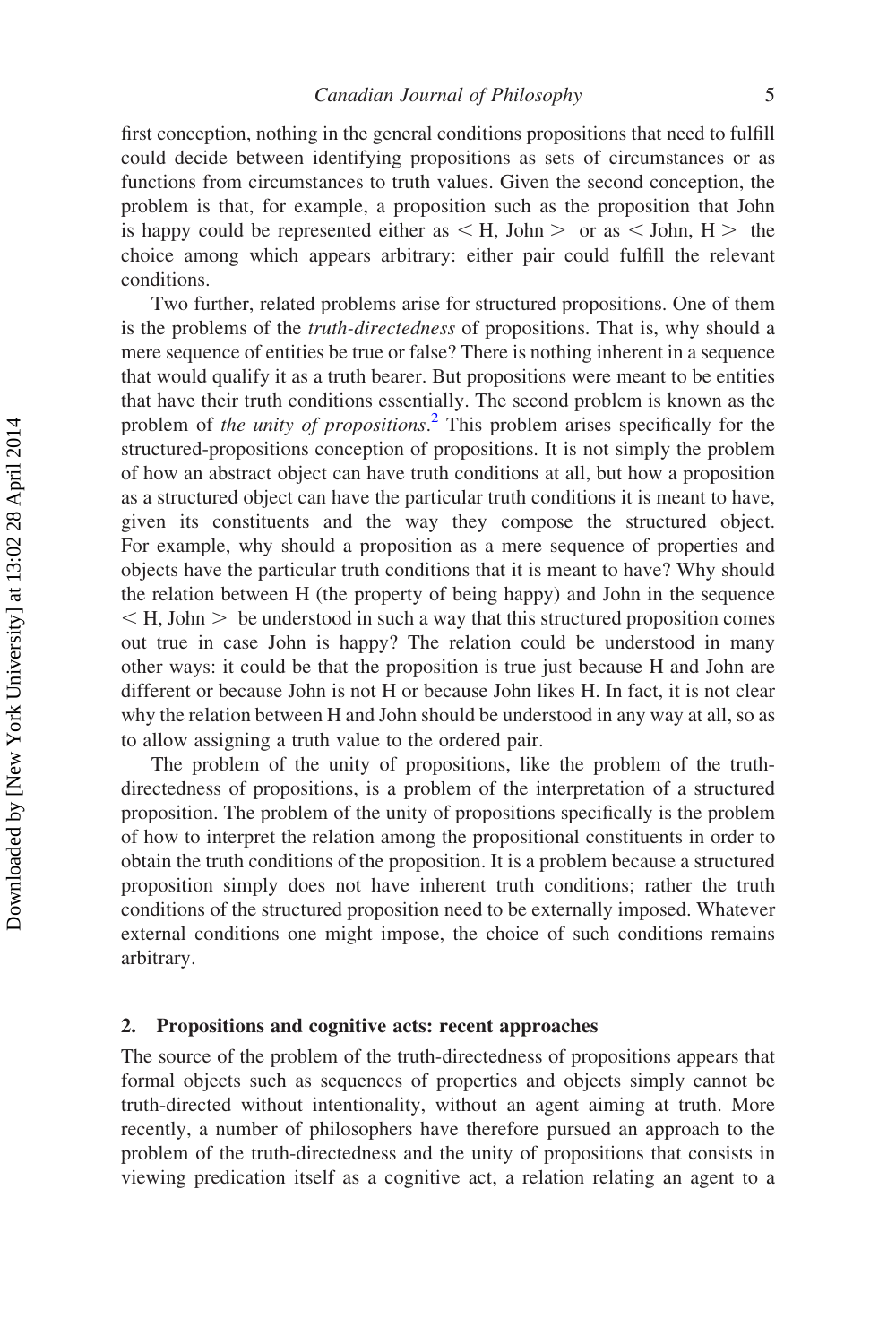first conception, nothing in the general conditions propositions that need to fulfill could decide between identifying propositions as sets of circumstances or as functions from circumstances to truth values. Given the second conception, the problem is that, for example, a proposition such as the proposition that John is happy could be represented either as < H, John > or as < John, H > the choice among which appears arbitrary: either pair could fulfill the relevant conditions.

Two further, related problems arise for structured propositions. One of them is the problems of the *truth-directedness* of propositions. That is, why should a mere sequence of entities be true or false? There is nothing inherent in a sequence that would qualify it as a truth bearer. But propositions were meant to be entities that have their truth conditions essentially. The second problem is known as the problem of *the unity of propositions*.[2] This problem arises specifically for the structured-propositions conception of propositions. It is not simply the problem of how an abstract object can have truth conditions at all, but how a proposition as a structured object can have the particular truth conditions it is meant to have, given its constituents and the way they compose the structured object. For example, why should a proposition as a mere sequence of properties and objects have the particular truth conditions that it is meant to have? Why should the relation between H (the property of being happy) and John in the sequence < H, John > be understood in such a way that this structured proposition comes out true in case John is happy? The relation could be understood in many other ways: it could be that the proposition is true just because H and John are different or because John is not H or because John likes H. In fact, it is not clear why the relation between H and John should be understood in any way at all, so as to allow assigning a truth value to the ordered pair.

The problem of the unity of propositions, like the problem of the truth-directedness of propositions, is a problem of the interpretation of a structured proposition. The problem of the unity of propositions specifically is the problem of how to interpret the relation among the propositional constituents in order to obtain the truth conditions of the proposition. It is a problem because a structured proposition simply does not have inherent truth conditions; rather the truth conditions of the structured proposition need to be externally imposed. Whatever external conditions one might impose, the choice of such conditions remains arbitrary.

## 2. Propositions and cognitive acts: recent approaches

The source of the problem of the truth-directedness of propositions appears that formal objects such as sequences of properties and objects simply cannot be truth-directed without intentionality, without an agent aiming at truth. More recently, a number of philosophers have therefore pursued an approach to the problem of the truth-directedness and the unity of propositions that consists in viewing predication itself as a cognitive act, a relation relating an agent to a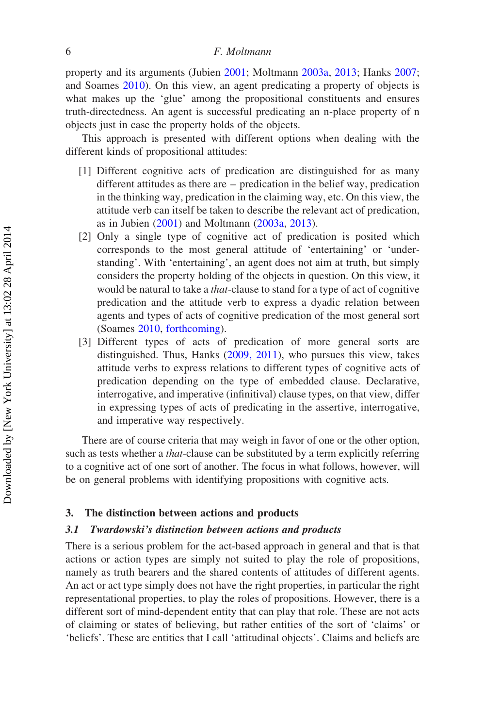property and its arguments (Jubien 2001; Moltmann 2003a, 2013; Hanks 2007; and Soames 2010). On this view, an agent predicating a property of objects is what makes up the 'glue' among the propositional constituents and ensures truth-directedness. An agent is successful predicating an n-place property of n objects just in case the property holds of the objects.

This approach is presented with different options when dealing with the different kinds of propositional attitudes:

[1] Different cognitive acts of predication are distinguished for as many different attitudes as there are – predication in the belief way, predication in the thinking way, predication in the claiming way, etc. On this view, the attitude verb can itself be taken to describe the relevant act of predication, as in Jubien (2001) and Moltmann (2003a, 2013).

[2] Only a single type of cognitive act of predication is posited which corresponds to the most general attitude of 'entertaining' or 'understanding'. With 'entertaining', an agent does not aim at truth, but simply considers the property holding of the objects in question. On this view, it would be natural to take a *that*-clause to stand for a type of act of cognitive predication and the attitude verb to express a dyadic relation between agents and types of acts of cognitive predication of the most general sort (Soames 2010, forthcoming).

[3] Different types of acts of predication of more general sorts are distinguished. Thus, Hanks (2009, 2011), who pursues this view, takes attitude verbs to express relations to different types of cognitive acts of predication depending on the type of embedded clause. Declarative, interrogative, and imperative (infinitival) clause types, on that view, differ in expressing types of acts of predicating in the assertive, interrogative, and imperative way respectively.

There are of course criteria that may weigh in favor of one or the other option, such as tests whether a *that*-clause can be substituted by a term explicitly referring to a cognitive act of one sort of another. The focus in what follows, however, will be on general problems with identifying propositions with cognitive acts.

## 3. The distinction between actions and products

### *3.1 Twardowski's distinction between actions and products*

There is a serious problem for the act-based approach in general and that is that actions or action types are simply not suited to play the role of propositions, namely as truth bearers and the shared contents of attitudes of different agents. An act or act type simply does not have the right properties, in particular the right representational properties, to play the roles of propositions. However, there is a different sort of mind-dependent entity that can play that role. These are not acts of claiming or states of believing, but rather entities of the sort of 'claims' or 'beliefs'. These are entities that I call 'attitudinal objects'. Claims and beliefs are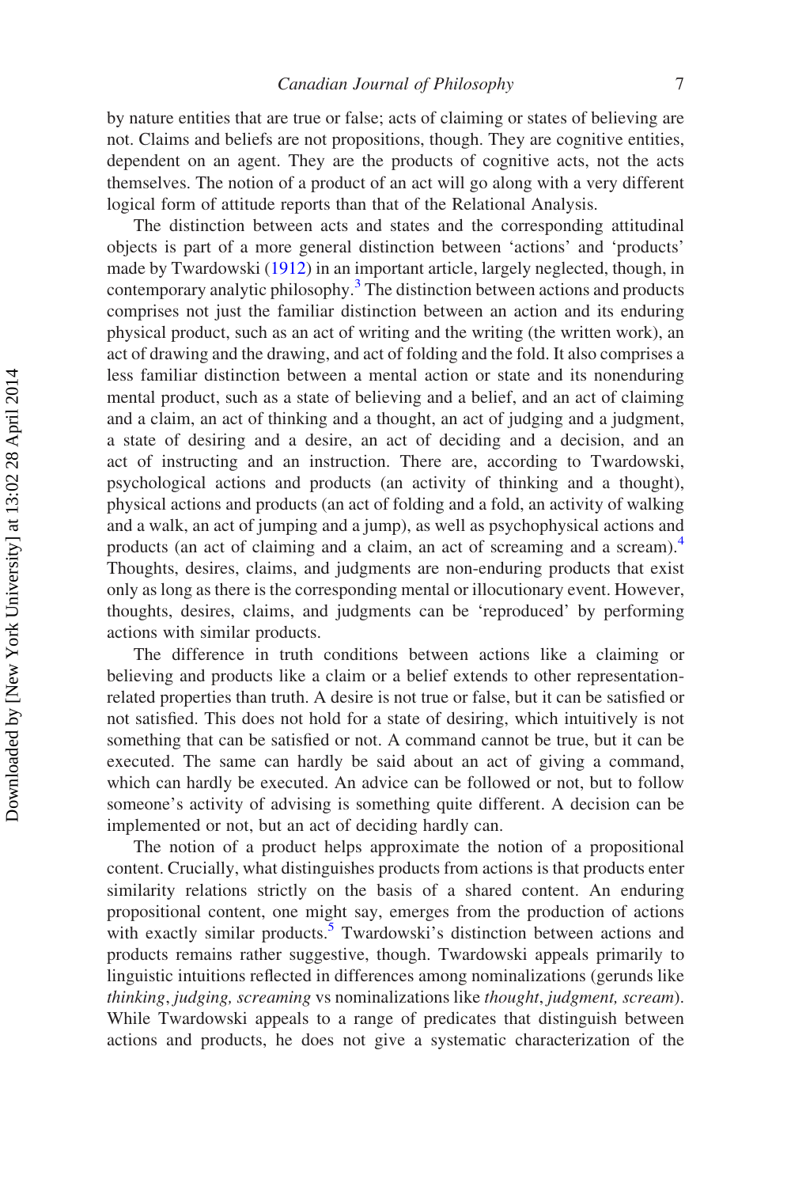by nature entities that are true or false; acts of claiming or states of believing are not. Claims and beliefs are not propositions, though. They are cognitive entities, dependent on an agent. They are the products of cognitive acts, not the acts themselves. The notion of a product of an act will go along with a very different logical form of attitude reports than that of the Relational Analysis.

The distinction between acts and states and the corresponding attitudinal objects is part of a more general distinction between 'actions' and 'products' made by Twardowski (1912) in an important article, largely neglected, though, in contemporary analytic philosophy.[3] The distinction between actions and products comprises not just the familiar distinction between an action and its enduring physical product, such as an act of writing and the writing (the written work), an act of drawing and the drawing, and act of folding and the fold. It also comprises a less familiar distinction between a mental action or state and its nonenduring mental product, such as a state of believing and a belief, and an act of claiming and a claim, an act of thinking and a thought, an act of judging and a judgment, a state of desiring and a desire, an act of deciding and a decision, and an act of instructing and an instruction. There are, according to Twardowski, psychological actions and products (an activity of thinking and a thought), physical actions and products (an act of folding and a fold, an activity of walking and a walk, an act of jumping and a jump), as well as psychophysical actions and products (an act of claiming and a claim, an act of screaming and a scream).[4] Thoughts, desires, claims, and judgments are non-enduring products that exist only as long as there is the corresponding mental or illocutionary event. However, thoughts, desires, claims, and judgments can be 'reproduced' by performing actions with similar products.

The difference in truth conditions between actions like a claiming or believing and products like a claim or a belief extends to other representation-related properties than truth. A desire is not true or false, but it can be satisfied or not satisfied. This does not hold for a state of desiring, which intuitively is not something that can be satisfied or not. A command cannot be true, but it can be executed. The same can hardly be said about an act of giving a command, which can hardly be executed. An advice can be followed or not, but to follow someone's activity of advising is something quite different. A decision can be implemented or not, but an act of deciding hardly can.

The notion of a product helps approximate the notion of a propositional content. Crucially, what distinguishes products from actions is that products enter similarity relations strictly on the basis of a shared content. An enduring propositional content, one might say, emerges from the production of actions with exactly similar products.[5] Twardowski's distinction between actions and products remains rather suggestive, though. Twardowski appeals primarily to linguistic intuitions reflected in differences among nominalizations (gerunds like *thinking*, *judging, screaming* vs nominalizations like *thought*, *judgment, scream*). While Twardowski appeals to a range of predicates that distinguish between actions and products, he does not give a systematic characterization of the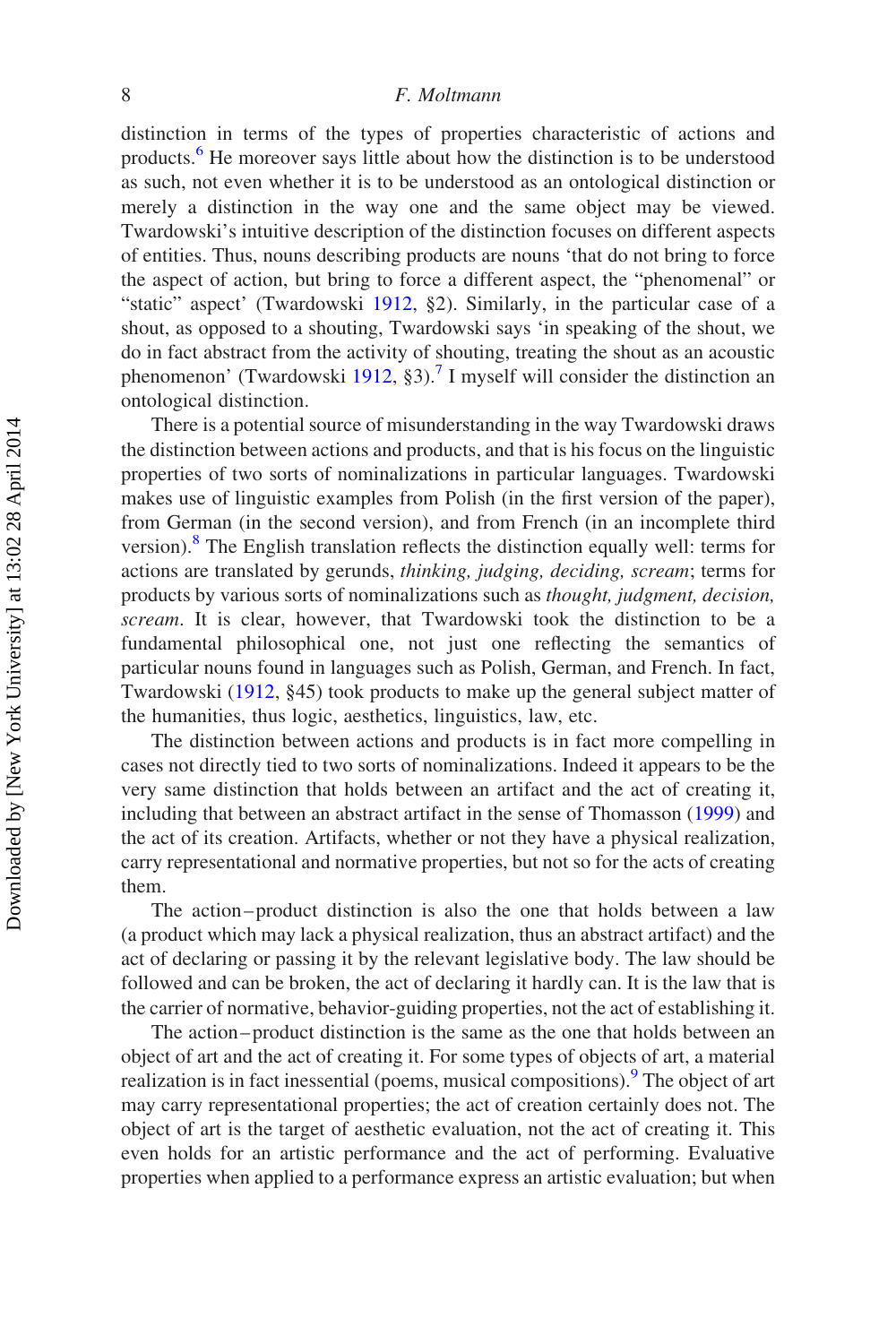distinction in terms of the types of properties characteristic of actions and products.[6] He moreover says little about how the distinction is to be understood as such, not even whether it is to be understood as an ontological distinction or merely a distinction in the way one and the same object may be viewed. Twardowski's intuitive description of the distinction focuses on different aspects of entities. Thus, nouns describing products are nouns 'that do not bring to force the aspect of action, but bring to force a different aspect, the "phenomenal" or "static" aspect' (Twardowski 1912, §2). Similarly, in the particular case of a shout, as opposed to a shouting, Twardowski says 'in speaking of the shout, we do in fact abstract from the activity of shouting, treating the shout as an acoustic phenomenon' (Twardowski 1912, §3).[7] I myself will consider the distinction an ontological distinction.

There is a potential source of misunderstanding in the way Twardowski draws the distinction between actions and products, and that is his focus on the linguistic properties of two sorts of nominalizations in particular languages. Twardowski makes use of linguistic examples from Polish (in the first version of the paper), from German (in the second version), and from French (in an incomplete third version).[8] The English translation reflects the distinction equally well: terms for actions are translated by gerunds, *thinking, judging, deciding, scream*; terms for products by various sorts of nominalizations such as *thought, judgment, decision, scream*. It is clear, however, that Twardowski took the distinction to be a fundamental philosophical one, not just one reflecting the semantics of particular nouns found in languages such as Polish, German, and French. In fact, Twardowski (1912, §45) took products to make up the general subject matter of the humanities, thus logic, aesthetics, linguistics, law, etc.

The distinction between actions and products is in fact more compelling in cases not directly tied to two sorts of nominalizations. Indeed it appears to be the very same distinction that holds between an artifact and the act of creating it, including that between an abstract artifact in the sense of Thomasson (1999) and the act of its creation. Artifacts, whether or not they have a physical realization, carry representational and normative properties, but not so for the acts of creating them.

The action–product distinction is also the one that holds between a law (a product which may lack a physical realization, thus an abstract artifact) and the act of declaring or passing it by the relevant legislative body. The law should be followed and can be broken, the act of declaring it hardly can. It is the law that is the carrier of normative, behavior-guiding properties, not the act of establishing it.

The action–product distinction is the same as the one that holds between an object of art and the act of creating it. For some types of objects of art, a material realization is in fact inessential (poems, musical compositions).[9] The object of art may carry representational properties; the act of creation certainly does not. The object of art is the target of aesthetic evaluation, not the act of creating it. This even holds for an artistic performance and the act of performing. Evaluative properties when applied to a performance express an artistic evaluation; but when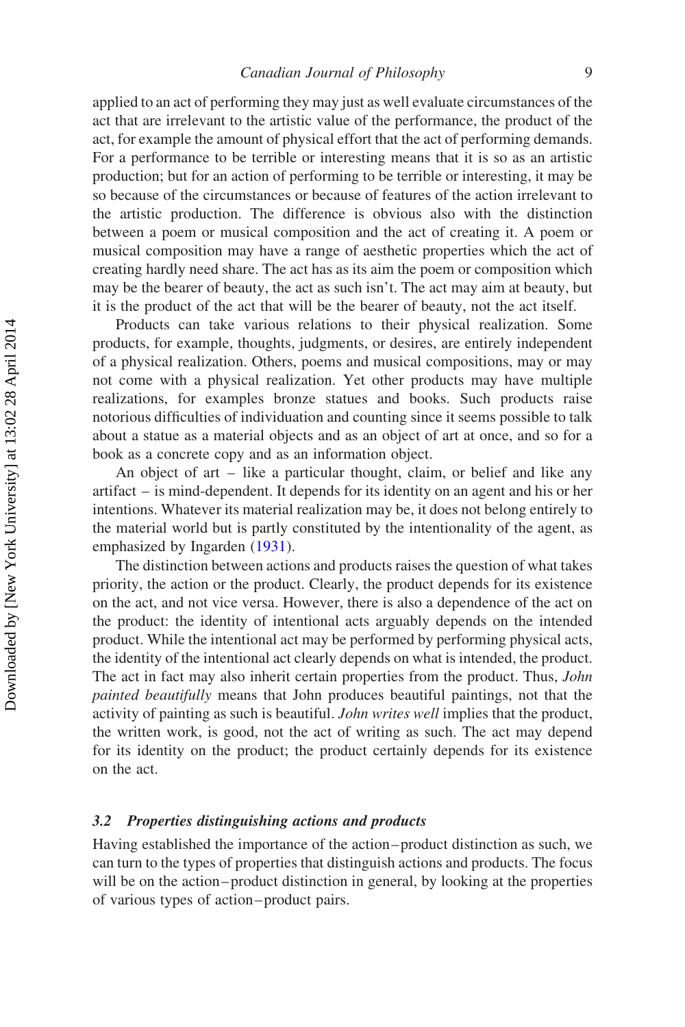applied to an act of performing they may just as well evaluate circumstances of the act that are irrelevant to the artistic value of the performance, the product of the act, for example the amount of physical effort that the act of performing demands. For a performance to be terrible or interesting means that it is so as an artistic production; but for an action of performing to be terrible or interesting, it may be so because of the circumstances or because of features of the action irrelevant to the artistic production. The difference is obvious also with the distinction between a poem or musical composition and the act of creating it. A poem or musical composition may have a range of aesthetic properties which the act of creating hardly need share. The act has as its aim the poem or composition which may be the bearer of beauty, the act as such isn't. The act may aim at beauty, but it is the product of the act that will be the bearer of beauty, not the act itself.

Products can take various relations to their physical realization. Some products, for example, thoughts, judgments, or desires, are entirely independent of a physical realization. Others, poems and musical compositions, may or may not come with a physical realization. Yet other products may have multiple realizations, for examples bronze statues and books. Such products raise notorious difficulties of individuation and counting since it seems possible to talk about a statue as a material objects and as an object of art at once, and so for a book as a concrete copy and as an information object.

An object of art – like a particular thought, claim, or belief and like any artifact – is mind-dependent. It depends for its identity on an agent and his or her intentions. Whatever its material realization may be, it does not belong entirely to the material world but is partly constituted by the intentionality of the agent, as emphasized by Ingarden (1931).

The distinction between actions and products raises the question of what takes priority, the action or the product. Clearly, the product depends for its existence on the act, and not vice versa. However, there is also a dependence of the act on the product: the identity of intentional acts arguably depends on the intended product. While the intentional act may be performed by performing physical acts, the identity of the intentional act clearly depends on what is intended, the product. The act in fact may also inherit certain properties from the product. Thus, *John painted beautifully* means that John produces beautiful paintings, not that the activity of painting as such is beautiful. *John writes well* implies that the product, the written work, is good, not the act of writing as such. The act may depend for its identity on the product; the product certainly depends for its existence on the act.

### 3.2 Properties distinguishing actions and products

Having established the importance of the action–product distinction as such, we can turn to the types of properties that distinguish actions and products. The focus will be on the action–product distinction in general, by looking at the properties of various types of action–product pairs.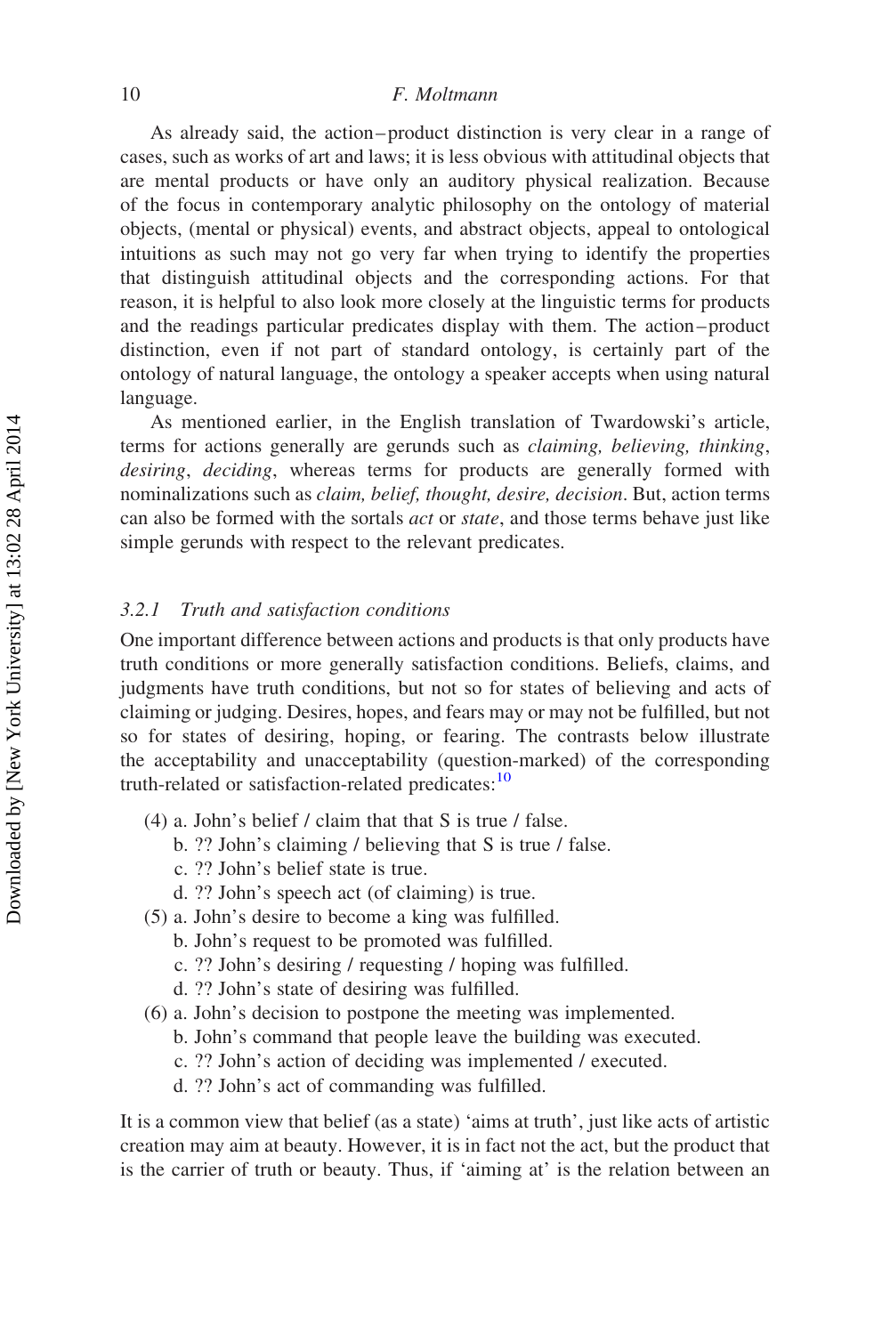As already said, the action–product distinction is very clear in a range of cases, such as works of art and laws; it is less obvious with attitudinal objects that are mental products or have only an auditory physical realization. Because of the focus in contemporary analytic philosophy on the ontology of material objects, (mental or physical) events, and abstract objects, appeal to ontological intuitions as such may not go very far when trying to identify the properties that distinguish attitudinal objects and the corresponding actions. For that reason, it is helpful to also look more closely at the linguistic terms for products and the readings particular predicates display with them. The action–product distinction, even if not part of standard ontology, is certainly part of the ontology of natural language, the ontology a speaker accepts when using natural language.

As mentioned earlier, in the English translation of Twardowski's article, terms for actions generally are gerunds such as *claiming, believing, thinking, desiring, deciding*, whereas terms for products are generally formed with nominalizations such as *claim, belief, thought, desire, decision*. But, action terms can also be formed with the sortals *act* or *state*, and those terms behave just like simple gerunds with respect to the relevant predicates.

### *3.2.1 Truth and satisfaction conditions*

One important difference between actions and products is that only products have truth conditions or more generally satisfaction conditions. Beliefs, claims, and judgments have truth conditions, but not so for states of believing and acts of claiming or judging. Desires, hopes, and fears may or may not be fulfilled, but not so for states of desiring, hoping, or fearing. The contrasts below illustrate the acceptability and unacceptability (question-marked) of the corresponding truth-related or satisfaction-related predicates:[10]

(4) a. John's belief / claim that that S is true / false.
 b. ?? John's claiming / believing that S is true / false.
 c. ?? John's belief state is true.
 d. ?? John's speech act (of claiming) is true.

(5) a. John's desire to become a king was fulfilled.
 b. John's request to be promoted was fulfilled.
 c. ?? John's desiring / requesting / hoping was fulfilled.
 d. ?? John's state of desiring was fulfilled.

(6) a. John's decision to postpone the meeting was implemented.
 b. John's command that people leave the building was executed.
 c. ?? John's action of deciding was implemented / executed.
 d. ?? John's act of commanding was fulfilled.

It is a common view that belief (as a state) 'aims at truth', just like acts of artistic creation may aim at beauty. However, it is in fact not the act, but the product that is the carrier of truth or beauty. Thus, if 'aiming at' is the relation between an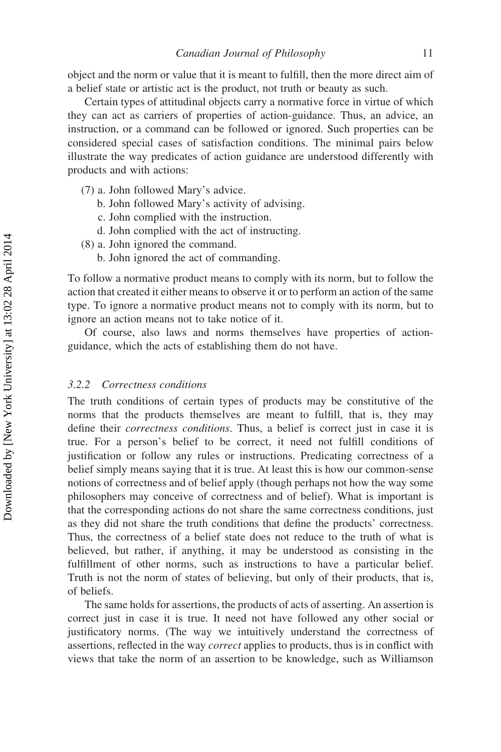object and the norm or value that it is meant to fulfill, then the more direct aim of a belief state or artistic act is the product, not truth or beauty as such.

Certain types of attitudinal objects carry a normative force in virtue of which they can act as carriers of properties of action-guidance. Thus, an advice, an instruction, or a command can be followed or ignored. Such properties can be considered special cases of satisfaction conditions. The minimal pairs below illustrate the way predicates of action guidance are understood differently with products and with actions:

(7) a. John followed Mary's advice.
    b. John followed Mary's activity of advising.
    c. John complied with the instruction.
    d. John complied with the act of instructing.
(8) a. John ignored the command.
    b. John ignored the act of commanding.

To follow a normative product means to comply with its norm, but to follow the action that created it either means to observe it or to perform an action of the same type. To ignore a normative product means not to comply with its norm, but to ignore an action means not to take notice of it.

Of course, also laws and norms themselves have properties of action-guidance, which the acts of establishing them do not have.

### 3.2.2 Correctness conditions

The truth conditions of certain types of products may be constitutive of the norms that the products themselves are meant to fulfill, that is, they may define their *correctness conditions*. Thus, a belief is correct just in case it is true. For a person's belief to be correct, it need not fulfill conditions of justification or follow any rules or instructions. Predicating correctness of a belief simply means saying that it is true. At least this is how our common-sense notions of correctness and of belief apply (though perhaps not how the way some philosophers may conceive of correctness and of belief). What is important is that the corresponding actions do not share the same correctness conditions, just as they did not share the truth conditions that define the products' correctness. Thus, the correctness of a belief state does not reduce to the truth of what is believed, but rather, if anything, it may be understood as consisting in the fulfillment of other norms, such as instructions to have a particular belief. Truth is not the norm of states of believing, but only of their products, that is, of beliefs.

The same holds for assertions, the products of acts of asserting. An assertion is correct just in case it is true. It need not have followed any other social or justificatory norms. (The way we intuitively understand the correctness of assertions, reflected in the way *correct* applies to products, thus is in conflict with views that take the norm of an assertion to be knowledge, such as Williamson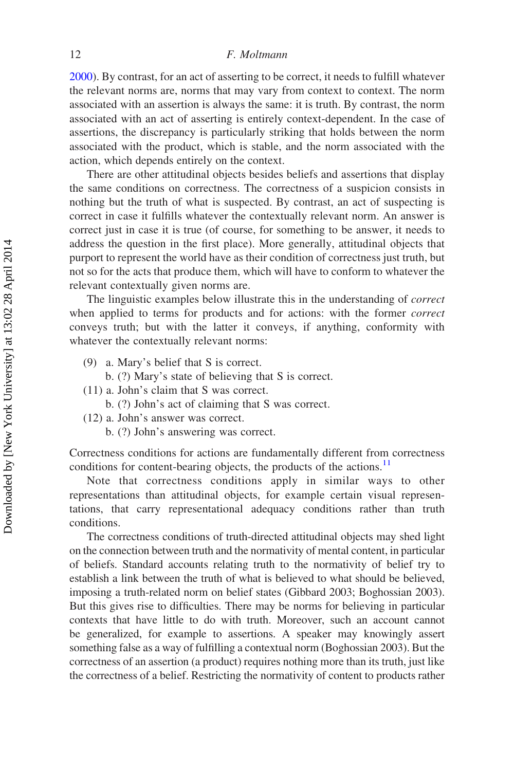2000). By contrast, for an act of asserting to be correct, it needs to fulfill whatever the relevant norms are, norms that may vary from context to context. The norm associated with an assertion is always the same: it is truth. By contrast, the norm associated with an act of asserting is entirely context-dependent. In the case of assertions, the discrepancy is particularly striking that holds between the norm associated with the product, which is stable, and the norm associated with the action, which depends entirely on the context.

There are other attitudinal objects besides beliefs and assertions that display the same conditions on correctness. The correctness of a suspicion consists in nothing but the truth of what is suspected. By contrast, an act of suspecting is correct in case it fulfills whatever the contextually relevant norm. An answer is correct just in case it is true (of course, for something to be answer, it needs to address the question in the first place). More generally, attitudinal objects that purport to represent the world have as their condition of correctness just truth, but not so for the acts that produce them, which will have to conform to whatever the relevant contextually given norms are.

The linguistic examples below illustrate this in the understanding of *correct* when applied to terms for products and for actions: with the former *correct* conveys truth; but with the latter it conveys, if anything, conformity with whatever the contextually relevant norms:

(9) a. Mary's belief that S is correct.
    b. (?) Mary's state of believing that S is correct.
(11) a. John's claim that S was correct.
    b. (?) John's act of claiming that S was correct.
(12) a. John's answer was correct.
    b. (?) John's answering was correct.

Correctness conditions for actions are fundamentally different from correctness conditions for content-bearing objects, the products of the actions.[11]

Note that correctness conditions apply in similar ways to other representations than attitudinal objects, for example certain visual representations, that carry representational adequacy conditions rather than truth conditions.

The correctness conditions of truth-directed attitudinal objects may shed light on the connection between truth and the normativity of mental content, in particular of beliefs. Standard accounts relating truth to the normativity of belief try to establish a link between the truth of what is believed to what should be believed, imposing a truth-related norm on belief states (Gibbard 2003; Boghossian 2003). But this gives rise to difficulties. There may be norms for believing in particular contexts that have little to do with truth. Moreover, such an account cannot be generalized, for example to assertions. A speaker may knowingly assert something false as a way of fulfilling a contextual norm (Boghossian 2003). But the correctness of an assertion (a product) requires nothing more than its truth, just like the correctness of a belief. Restricting the normativity of content to products rather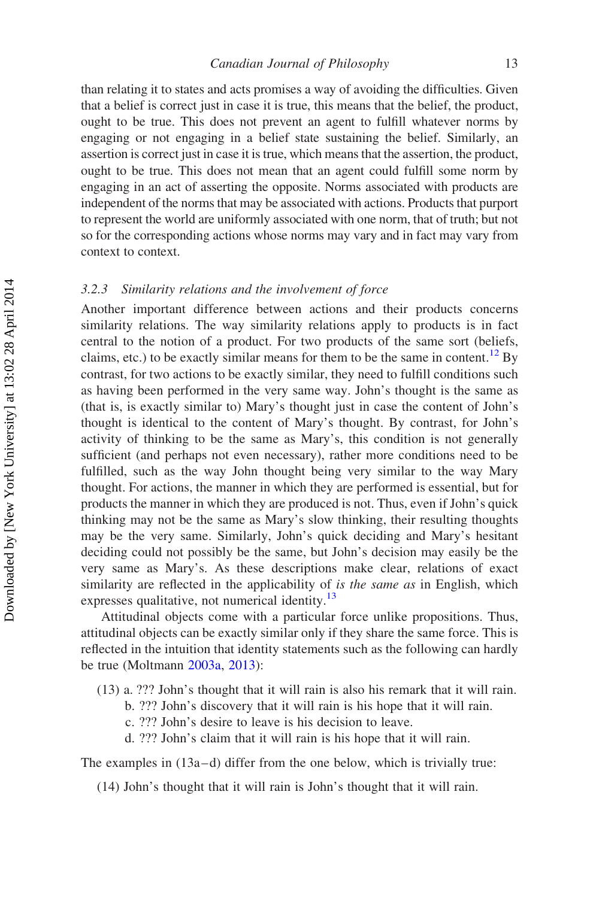than relating it to states and acts promises a way of avoiding the difficulties. Given that a belief is correct just in case it is true, this means that the belief, the product, ought to be true. This does not prevent an agent to fulfill whatever norms by engaging or not engaging in a belief state sustaining the belief. Similarly, an assertion is correct just in case it is true, which means that the assertion, the product, ought to be true. This does not mean that an agent could fulfill some norm by engaging in an act of asserting the opposite. Norms associated with products are independent of the norms that may be associated with actions. Products that purport to represent the world are uniformly associated with one norm, that of truth; but not so for the corresponding actions whose norms may vary and in fact may vary from context to context.

### *3.2.3 Similarity relations and the involvement of force*

Another important difference between actions and their products concerns similarity relations. The way similarity relations apply to products is in fact central to the notion of a product. For two products of the same sort (beliefs, claims, etc.) to be exactly similar means for them to be the same in content.[12] By contrast, for two actions to be exactly similar, they need to fulfill conditions such as having been performed in the very same way. John's thought is the same as (that is, is exactly similar to) Mary's thought just in case the content of John's thought is identical to the content of Mary's thought. By contrast, for John's activity of thinking to be the same as Mary's, this condition is not generally sufficient (and perhaps not even necessary), rather more conditions need to be fulfilled, such as the way John thought being very similar to the way Mary thought. For actions, the manner in which they are performed is essential, but for products the manner in which they are produced is not. Thus, even if John's quick thinking may not be the same as Mary's slow thinking, their resulting thoughts may be the very same. Similarly, John's quick deciding and Mary's hesitant deciding could not possibly be the same, but John's decision may easily be the very same as Mary's. As these descriptions make clear, relations of exact similarity are reflected in the applicability of *is the same as* in English, which expresses qualitative, not numerical identity.[13]

Attitudinal objects come with a particular force unlike propositions. Thus, attitudinal objects can be exactly similar only if they share the same force. This is reflected in the intuition that identity statements such as the following can hardly be true (Moltmann 2003a, 2013):

(13) a. ??? John's thought that it will rain is also his remark that it will rain.
   b. ??? John's discovery that it will rain is his hope that it will rain.
   c. ??? John's desire to leave is his decision to leave.
   d. ??? John's claim that it will rain is his hope that it will rain.

The examples in (13a–d) differ from the one below, which is trivially true:

(14) John's thought that it will rain is John's thought that it will rain.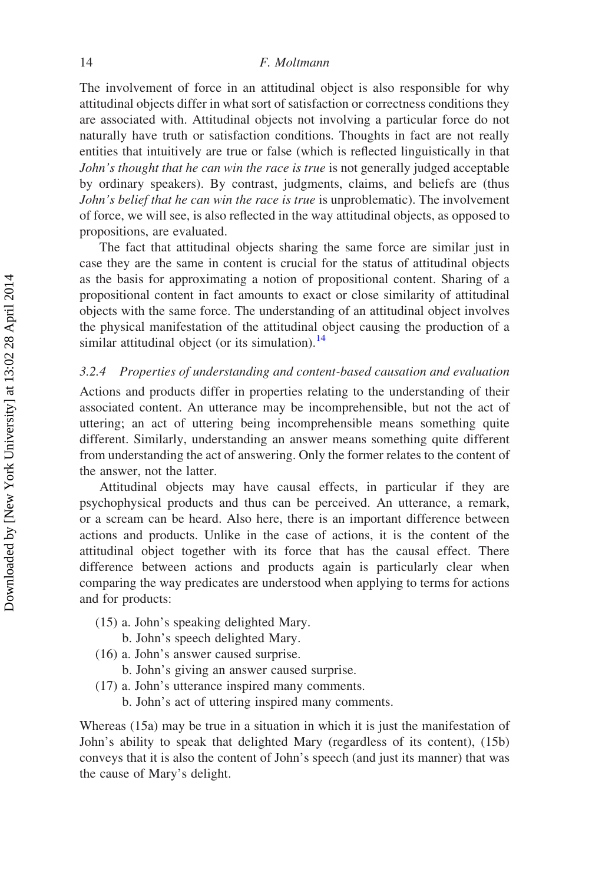The involvement of force in an attitudinal object is also responsible for why attitudinal objects differ in what sort of satisfaction or correctness conditions they are associated with. Attitudinal objects not involving a particular force do not naturally have truth or satisfaction conditions. Thoughts in fact are not really entities that intuitively are true or false (which is reflected linguistically in that *John's thought that he can win the race is true* is not generally judged acceptable by ordinary speakers). By contrast, judgments, claims, and beliefs are (thus *John's belief that he can win the race is true* is unproblematic). The involvement of force, we will see, is also reflected in the way attitudinal objects, as opposed to propositions, are evaluated.

The fact that attitudinal objects sharing the same force are similar just in case they are the same in content is crucial for the status of attitudinal objects as the basis for approximating a notion of propositional content. Sharing of a propositional content in fact amounts to exact or close similarity of attitudinal objects with the same force. The understanding of an attitudinal object involves the physical manifestation of the attitudinal object causing the production of a similar attitudinal object (or its simulation).[14]

### 3.2.4 *Properties of understanding and content-based causation and evaluation*

Actions and products differ in properties relating to the understanding of their associated content. An utterance may be incomprehensible, but not the act of uttering; an act of uttering being incomprehensible means something quite different. Similarly, understanding an answer means something quite different from understanding the act of answering. Only the former relates to the content of the answer, not the latter.

Attitudinal objects may have causal effects, in particular if they are psychophysical products and thus can be perceived. An utterance, a remark, or a scream can be heard. Also here, there is an important difference between actions and products. Unlike in the case of actions, it is the content of the attitudinal object together with its force that has the causal effect. There difference between actions and products again is particularly clear when comparing the way predicates are understood when applying to terms for actions and for products:

(15) a. John's speaking delighted Mary.
  b. John's speech delighted Mary.

(16) a. John's answer caused surprise.
  b. John's giving an answer caused surprise.

(17) a. John's utterance inspired many comments.
  b. John's act of uttering inspired many comments.

Whereas (15a) may be true in a situation in which it is just the manifestation of John's ability to speak that delighted Mary (regardless of its content), (15b) conveys that it is also the content of John's speech (and just its manner) that was the cause of Mary's delight.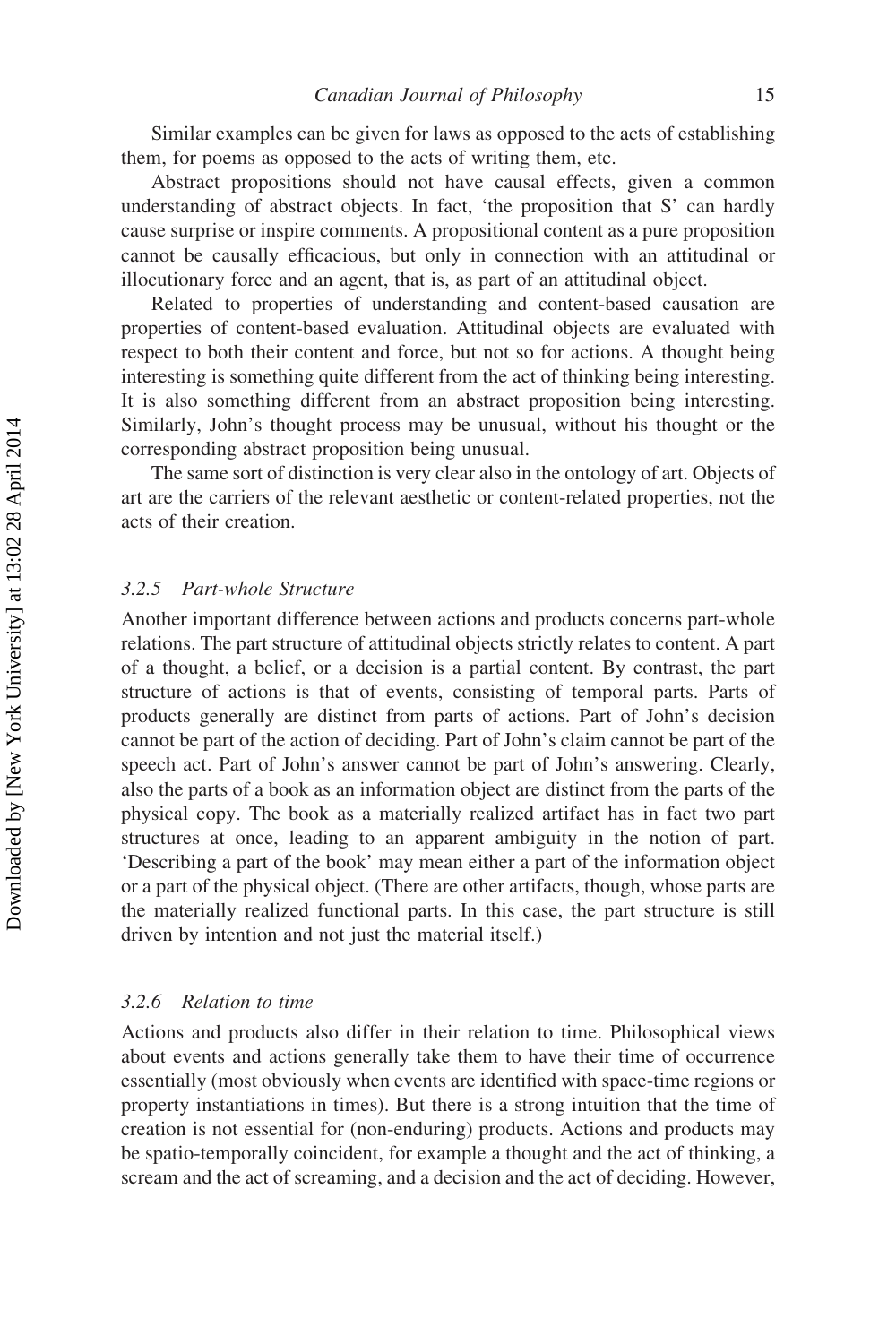Similar examples can be given for laws as opposed to the acts of establishing them, for poems as opposed to the acts of writing them, etc.

Abstract propositions should not have causal effects, given a common understanding of abstract objects. In fact, 'the proposition that S' can hardly cause surprise or inspire comments. A propositional content as a pure proposition cannot be causally efficacious, but only in connection with an attitudinal or illocutionary force and an agent, that is, as part of an attitudinal object.

Related to properties of understanding and content-based causation are properties of content-based evaluation. Attitudinal objects are evaluated with respect to both their content and force, but not so for actions. A thought being interesting is something quite different from the act of thinking being interesting. It is also something different from an abstract proposition being interesting. Similarly, John's thought process may be unusual, without his thought or the corresponding abstract proposition being unusual.

The same sort of distinction is very clear also in the ontology of art. Objects of art are the carriers of the relevant aesthetic or content-related properties, not the acts of their creation.

### *3.2.5 Part-whole Structure*

Another important difference between actions and products concerns part-whole relations. The part structure of attitudinal objects strictly relates to content. A part of a thought, a belief, or a decision is a partial content. By contrast, the part structure of actions is that of events, consisting of temporal parts. Parts of products generally are distinct from parts of actions. Part of John's decision cannot be part of the action of deciding. Part of John's claim cannot be part of the speech act. Part of John's answer cannot be part of John's answering. Clearly, also the parts of a book as an information object are distinct from the parts of the physical copy. The book as a materially realized artifact has in fact two part structures at once, leading to an apparent ambiguity in the notion of part. 'Describing a part of the book' may mean either a part of the information object or a part of the physical object. (There are other artifacts, though, whose parts are the materially realized functional parts. In this case, the part structure is still driven by intention and not just the material itself.)

### *3.2.6 Relation to time*

Actions and products also differ in their relation to time. Philosophical views about events and actions generally take them to have their time of occurrence essentially (most obviously when events are identified with space-time regions or property instantiations in times). But there is a strong intuition that the time of creation is not essential for (non-enduring) products. Actions and products may be spatio-temporally coincident, for example a thought and the act of thinking, a scream and the act of screaming, and a decision and the act of deciding. However,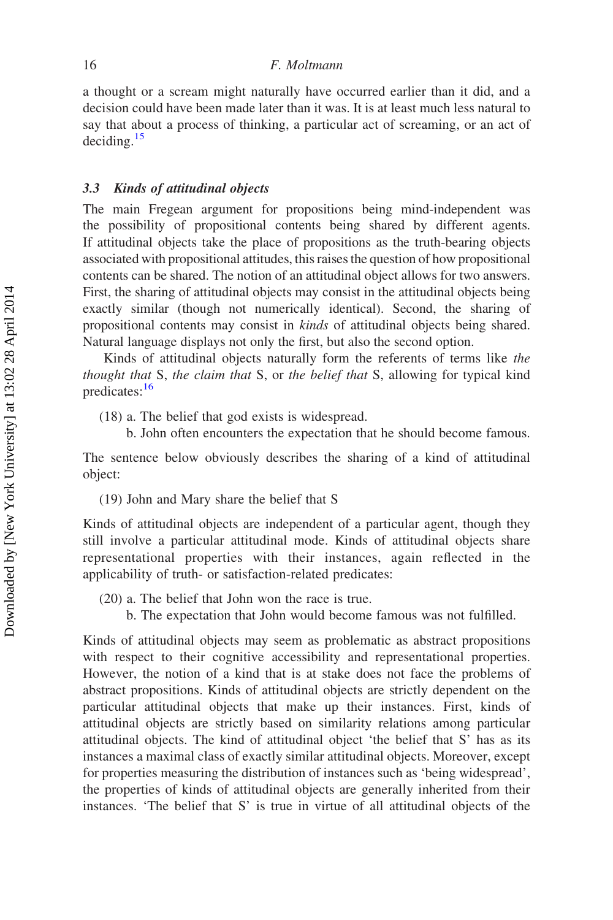a thought or a scream might naturally have occurred earlier than it did, and a decision could have been made later than it was. It is at least much less natural to say that about a process of thinking, a particular act of screaming, or an act of deciding.[15]

### 3.3 *Kinds of attitudinal objects*

The main Fregean argument for propositions being mind-independent was the possibility of propositional contents being shared by different agents. If attitudinal objects take the place of propositions as the truth-bearing objects associated with propositional attitudes, this raises the question of how propositional contents can be shared. The notion of an attitudinal object allows for two answers. First, the sharing of attitudinal objects may consist in the attitudinal objects being exactly similar (though not numerically identical). Second, the sharing of propositional contents may consist in *kinds* of attitudinal objects being shared. Natural language displays not only the first, but also the second option.

Kinds of attitudinal objects naturally form the referents of terms like *the thought that* S, *the claim that* S, or *the belief that* S, allowing for typical kind predicates:[16]

(18) a. The belief that god exists is widespread.
  b. John often encounters the expectation that he should become famous.

The sentence below obviously describes the sharing of a kind of attitudinal object:

(19) John and Mary share the belief that S

Kinds of attitudinal objects are independent of a particular agent, though they still involve a particular attitudinal mode. Kinds of attitudinal objects share representational properties with their instances, again reflected in the applicability of truth- or satisfaction-related predicates:

(20) a. The belief that John won the race is true.
  b. The expectation that John would become famous was not fulfilled.

Kinds of attitudinal objects may seem as problematic as abstract propositions with respect to their cognitive accessibility and representational properties. However, the notion of a kind that is at stake does not face the problems of abstract propositions. Kinds of attitudinal objects are strictly dependent on the particular attitudinal objects that make up their instances. First, kinds of attitudinal objects are strictly based on similarity relations among particular attitudinal objects. The kind of attitudinal object 'the belief that S' has as its instances a maximal class of exactly similar attitudinal objects. Moreover, except for properties measuring the distribution of instances such as 'being widespread', the properties of kinds of attitudinal objects are generally inherited from their instances. 'The belief that S' is true in virtue of all attitudinal objects of the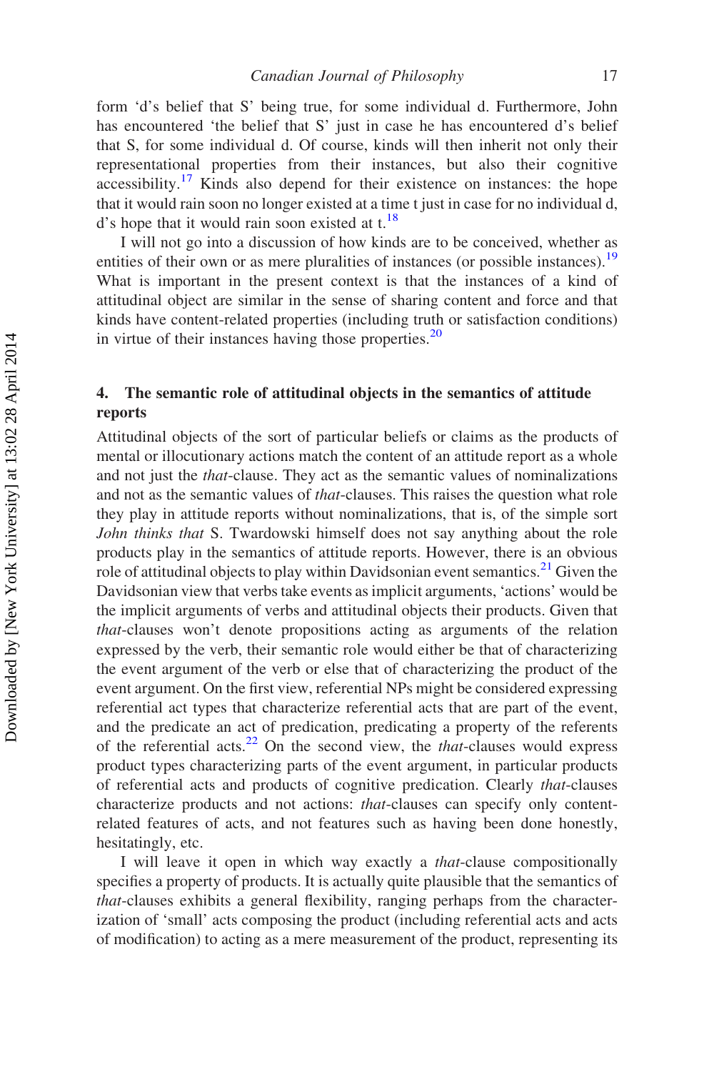form 'd's belief that S' being true, for some individual d. Furthermore, John has encountered 'the belief that S' just in case he has encountered d's belief that S, for some individual d. Of course, kinds will then inherit not only their representational properties from their instances, but also their cognitive accessibility.[17] Kinds also depend for their existence on instances: the hope that it would rain soon no longer existed at a time t just in case for no individual d, d's hope that it would rain soon existed at t.[18]

I will not go into a discussion of how kinds are to be conceived, whether as entities of their own or as mere pluralities of instances (or possible instances).[19] What is important in the present context is that the instances of a kind of attitudinal object are similar in the sense of sharing content and force and that kinds have content-related properties (including truth or satisfaction conditions) in virtue of their instances having those properties.[20]

## 4. The semantic role of attitudinal objects in the semantics of attitude reports

Attitudinal objects of the sort of particular beliefs or claims as the products of mental or illocutionary actions match the content of an attitude report as a whole and not just the *that*-clause. They act as the semantic values of nominalizations and not as the semantic values of *that*-clauses. This raises the question what role they play in attitude reports without nominalizations, that is, of the simple sort *John thinks that* S. Twardowski himself does not say anything about the role products play in the semantics of attitude reports. However, there is an obvious role of attitudinal objects to play within Davidsonian event semantics.[21] Given the Davidsonian view that verbs take events as implicit arguments, 'actions' would be the implicit arguments of verbs and attitudinal objects their products. Given that *that*-clauses won't denote propositions acting as arguments of the relation expressed by the verb, their semantic role would either be that of characterizing the event argument of the verb or else that of characterizing the product of the event argument. On the first view, referential NPs might be considered expressing referential act types that characterize referential acts that are part of the event, and the predicate an act of predication, predicating a property of the referents of the referential acts.[22] On the second view, the *that*-clauses would express product types characterizing parts of the event argument, in particular products of referential acts and products of cognitive predication. Clearly *that*-clauses characterize products and not actions: *that*-clauses can specify only content-related features of acts, and not features such as having been done honestly, hesitatingly, etc.

I will leave it open in which way exactly a *that*-clause compositionally specifies a property of products. It is actually quite plausible that the semantics of *that*-clauses exhibits a general flexibility, ranging perhaps from the characterization of 'small' acts composing the product (including referential acts and acts of modification) to acting as a mere measurement of the product, representing its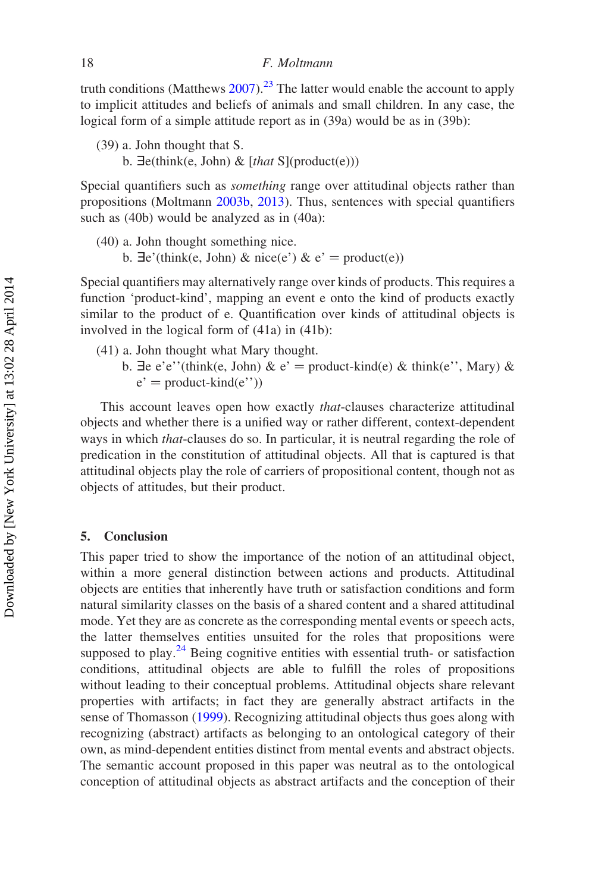truth conditions (Matthews 2007).[23] The latter would enable the account to apply to implicit attitudes and beliefs of animals and small children. In any case, the logical form of a simple attitude report as in (39a) would be as in (39b):

(39) a. John thought that S.
 b. ∃e(think(e, John) & [*that* S](product(e)))

Special quantifiers such as *something* range over attitudinal objects rather than propositions (Moltmann 2003b, 2013). Thus, sentences with special quantifiers such as (40b) would be analyzed as in (40a):

(40) a. John thought something nice.
 b. ∃e'(think(e, John) & nice(e') & e' = product(e))

Special quantifiers may alternatively range over kinds of products. This requires a function 'product-kind', mapping an event e onto the kind of products exactly similar to the product of e. Quantification over kinds of attitudinal objects is involved in the logical form of (41a) in (41b):

(41) a. John thought what Mary thought.
 b. ∃e e'e''(think(e, John) & e' = product-kind(e) & think(e'', Mary) & e' = product-kind(e''))

This account leaves open how exactly *that*-clauses characterize attitudinal objects and whether there is a unified way or rather different, context-dependent ways in which *that*-clauses do so. In particular, it is neutral regarding the role of predication in the constitution of attitudinal objects. All that is captured is that attitudinal objects play the role of carriers of propositional content, though not as objects of attitudes, but their product.

## 5. Conclusion

This paper tried to show the importance of the notion of an attitudinal object, within a more general distinction between actions and products. Attitudinal objects are entities that inherently have truth or satisfaction conditions and form natural similarity classes on the basis of a shared content and a shared attitudinal mode. Yet they are as concrete as the corresponding mental events or speech acts, the latter themselves entities unsuited for the roles that propositions were supposed to play.[24] Being cognitive entities with essential truth- or satisfaction conditions, attitudinal objects are able to fulfill the roles of propositions without leading to their conceptual problems. Attitudinal objects share relevant properties with artifacts; in fact they are generally abstract artifacts in the sense of Thomasson (1999). Recognizing attitudinal objects thus goes along with recognizing (abstract) artifacts as belonging to an ontological category of their own, as mind-dependent entities distinct from mental events and abstract objects. The semantic account proposed in this paper was neutral as to the ontological conception of attitudinal objects as abstract artifacts and the conception of their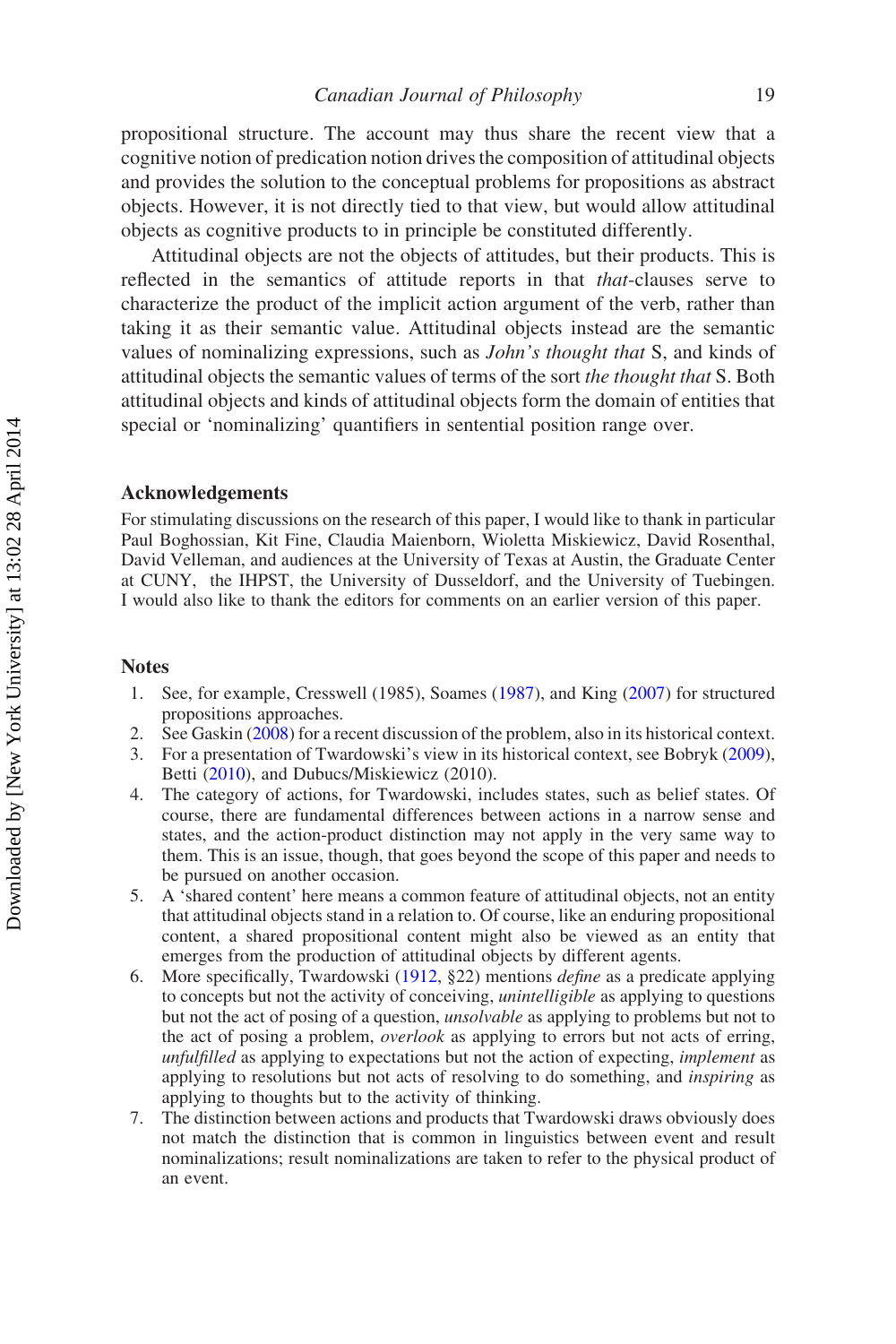propositional structure. The account may thus share the recent view that a cognitive notion of predication notion drives the composition of attitudinal objects and provides the solution to the conceptual problems for propositions as abstract objects. However, it is not directly tied to that view, but would allow attitudinal objects as cognitive products to in principle be constituted differently.

Attitudinal objects are not the objects of attitudes, but their products. This is reflected in the semantics of attitude reports in that *that*-clauses serve to characterize the product of the implicit action argument of the verb, rather than taking it as their semantic value. Attitudinal objects instead are the semantic values of nominalizing expressions, such as *John's thought that* S, and kinds of attitudinal objects the semantic values of terms of the sort *the thought that* S. Both attitudinal objects and kinds of attitudinal objects form the domain of entities that special or 'nominalizing' quantifiers in sentential position range over.

## Acknowledgements

For stimulating discussions on the research of this paper, I would like to thank in particular Paul Boghossian, Kit Fine, Claudia Maienborn, Wioletta Miskiewicz, David Rosenthal, David Velleman, and audiences at the University of Texas at Austin, the Graduate Center at CUNY, the IHPST, the University of Dusseldorf, and the University of Tuebingen. I would also like to thank the editors for comments on an earlier version of this paper.

## Notes

1. See, for example, Cresswell (1985), Soames (1987), and King (2007) for structured propositions approaches.
2. See Gaskin (2008) for a recent discussion of the problem, also in its historical context.
3. For a presentation of Twardowski's view in its historical context, see Bobryk (2009), Betti (2010), and Dubucs/Miskiewicz (2010).
4. The category of actions, for Twardowski, includes states, such as belief states. Of course, there are fundamental differences between actions in a narrow sense and states, and the action-product distinction may not apply in the very same way to them. This is an issue, though, that goes beyond the scope of this paper and needs to be pursued on another occasion.
5. A 'shared content' here means a common feature of attitudinal objects, not an entity that attitudinal objects stand in a relation to. Of course, like an enduring propositional content, a shared propositional content might also be viewed as an entity that emerges from the production of attitudinal objects by different agents.
6. More specifically, Twardowski (1912, §22) mentions *define* as a predicate applying to concepts but not the activity of conceiving, *unintelligible* as applying to questions but not the act of posing of a question, *unsolvable* as applying to problems but not to the act of posing a problem, *overlook* as applying to errors but not acts of erring, *unfulfilled* as applying to expectations but not the action of expecting, *implement* as applying to resolutions but not acts of resolving to do something, and *inspiring* as applying to thoughts but to the activity of thinking.
7. The distinction between actions and products that Twardowski draws obviously does not match the distinction that is common in linguistics between event and result nominalizations; result nominalizations are taken to refer to the physical product of an event.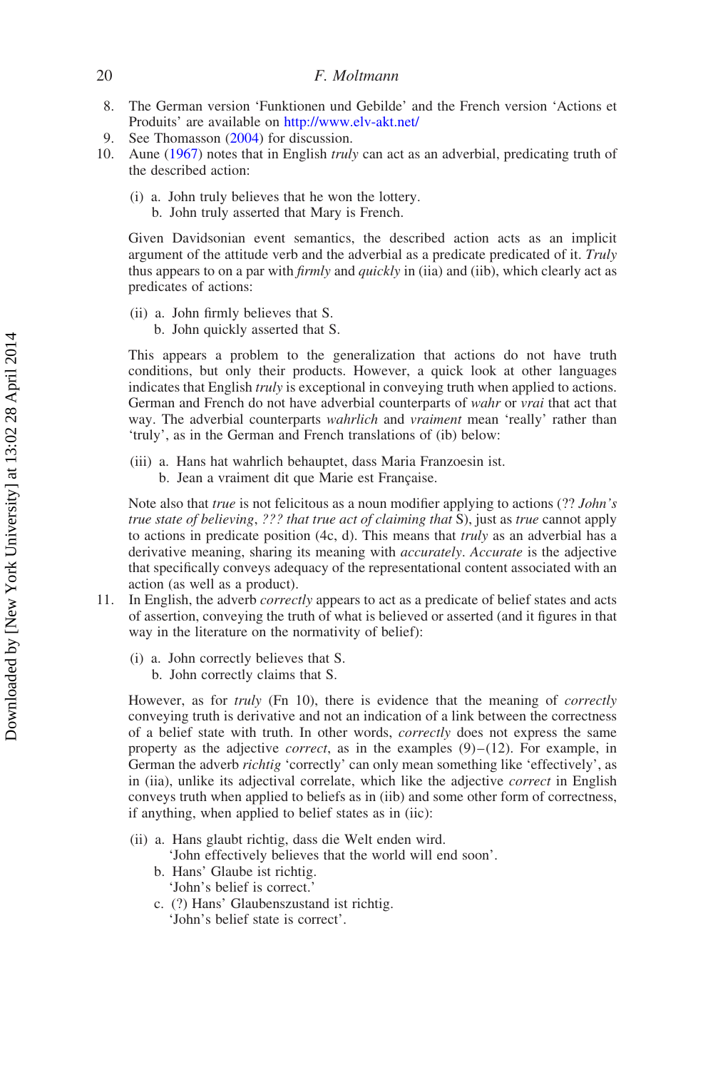8. The German version 'Funktionen und Gebilde' and the French version 'Actions et Produits' are available on http://www.elv-akt.net/
9. See Thomasson (2004) for discussion.
10. Aune (1967) notes that in English *truly* can act as an adverbial, predicating truth of the described action:

    (i) a. John truly believes that he won the lottery.
        b. John truly asserted that Mary is French.

    Given Davidsonian event semantics, the described action acts as an implicit argument of the attitude verb and the adverbial as a predicate predicated of it. *Truly* thus appears to on a par with *firmly* and *quickly* in (iia) and (iib), which clearly act as predicates of actions:

    (ii) a. John firmly believes that S.
         b. John quickly asserted that S.

    This appears a problem to the generalization that actions do not have truth conditions, but only their products. However, a quick look at other languages indicates that English *truly* is exceptional in conveying truth when applied to actions. German and French do not have adverbial counterparts of *wahr* or *vrai* that act that way. The adverbial counterparts *wahrlich* and *vraiment* mean 'really' rather than 'truly', as in the German and French translations of (ib) below:

    (iii) a. Hans hat wahrlich behauptet, dass Maria Franzoesin ist.
          b. Jean a vraiment dit que Marie est Française.

    Note also that *true* is not felicitous as a noun modifier applying to actions (?? *John's true state of believing*, *??? that true act of claiming that* S), just as *true* cannot apply to actions in predicate position (4c, d). This means that *truly* as an adverbial has a derivative meaning, sharing its meaning with *accurately*. *Accurate* is the adjective that specifically conveys adequacy of the representational content associated with an action (as well as a product).
11. In English, the adverb *correctly* appears to act as a predicate of belief states and acts of assertion, conveying the truth of what is believed or asserted (and it figures in that way in the literature on the normativity of belief):

    (i) a. John correctly believes that S.
        b. John correctly claims that S.

    However, as for *truly* (Fn 10), there is evidence that the meaning of *correctly* conveying truth is derivative and not an indication of a link between the correctness of a belief state with truth. In other words, *correctly* does not express the same property as the adjective *correct*, as in the examples (9)–(12). For example, in German the adverb *richtig* 'correctly' can only mean something like 'effectively', as in (iia), unlike its adjectival correlate, which like the adjective *correct* in English conveys truth when applied to beliefs as in (iib) and some other form of correctness, if anything, when applied to belief states as in (iic):

    (ii) a. Hans glaubt richtig, dass die Welt enden wird.
            'John effectively believes that the world will end soon'.
         b. Hans' Glaube ist richtig.
            'John's belief is correct.'
         c. (?) Hans' Glaubenszustand ist richtig.
            'John's belief state is correct'.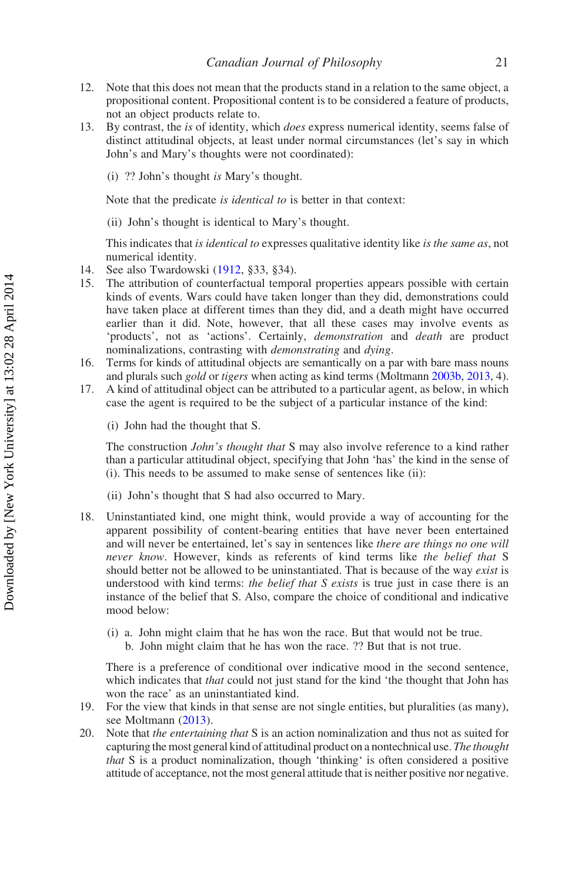12. Note that this does not mean that the products stand in a relation to the same object, a propositional content. Propositional content is to be considered a feature of products, not an object products relate to.
13. By contrast, the *is* of identity, which *does* express numerical identity, seems false of distinct attitudinal objects, at least under normal circumstances (let's say in which John's and Mary's thoughts were not coordinated):

    (i) ?? John's thought *is* Mary's thought.

    Note that the predicate *is identical to* is better in that context:

    (ii) John's thought is identical to Mary's thought.

    This indicates that *is identical to* expresses qualitative identity like *is the same as*, not numerical identity.
14. See also Twardowski (1912, §33, §34).
15. The attribution of counterfactual temporal properties appears possible with certain kinds of events. Wars could have taken longer than they did, demonstrations could have taken place at different times than they did, and a death might have occurred earlier than it did. Note, however, that all these cases may involve events as 'products', not as 'actions'. Certainly, *demonstration* and *death* are product nominalizations, contrasting with *demonstrating* and *dying*.
16. Terms for kinds of attitudinal objects are semantically on a par with bare mass nouns and plurals such *gold* or *tigers* when acting as kind terms (Moltmann 2003b, 2013, 4).
17. A kind of attitudinal object can be attributed to a particular agent, as below, in which case the agent is required to be the subject of a particular instance of the kind:

    (i) John had the thought that S.

    The construction *John's thought that* S may also involve reference to a kind rather than a particular attitudinal object, specifying that John 'has' the kind in the sense of (i). This needs to be assumed to make sense of sentences like (ii):

    (ii) John's thought that S had also occurred to Mary.
18. Uninstantiated kind, one might think, would provide a way of accounting for the apparent possibility of content-bearing entities that have never been entertained and will never be entertained, let's say in sentences like *there are things no one will never know*. However, kinds as referents of kind terms like *the belief that* S should better not be allowed to be uninstantiated. That is because of the way *exist* is understood with kind terms: *the belief that S exists* is true just in case there is an instance of the belief that S. Also, compare the choice of conditional and indicative mood below:

    (i) a. John might claim that he has won the race. But that would not be true.
        b. John might claim that he has won the race. ?? But that is not true.

    There is a preference of conditional over indicative mood in the second sentence, which indicates that *that* could not just stand for the kind 'the thought that John has won the race' as an uninstantiated kind.
19. For the view that kinds in that sense are not single entities, but pluralities (as many), see Moltmann (2013).
20. Note that *the entertaining that* S is an action nominalization and thus not as suited for capturing the most general kind of attitudinal product on a nontechnical use. *The thought that* S is a product nominalization, though 'thinking' is often considered a positive attitude of acceptance, not the most general attitude that is neither positive nor negative.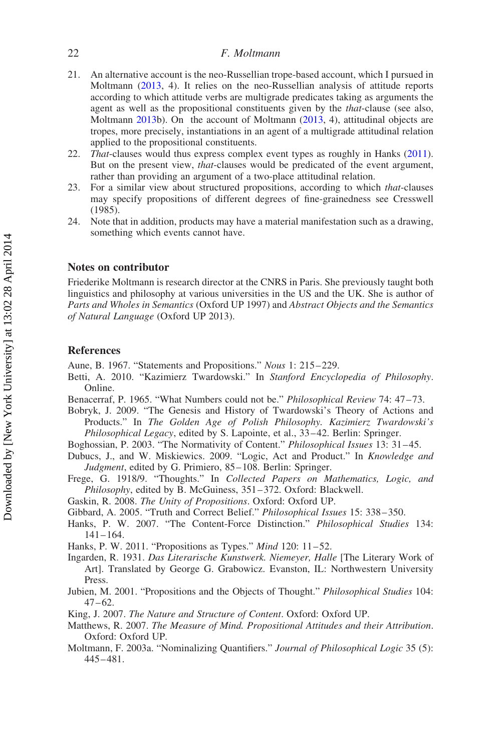21. An alternative account is the neo-Russellian trope-based account, which I pursued in Moltmann (2013, 4). It relies on the neo-Russellian analysis of attitude reports according to which attitude verbs are multigrade predicates taking as arguments the agent as well as the propositional constituents given by the *that*-clause (see also, Moltmann 2013b). On the account of Moltmann (2013, 4), attitudinal objects are tropes, more precisely, instantiations in an agent of a multigrade attitudinal relation applied to the propositional constituents.
22. *That*-clauses would thus express complex event types as roughly in Hanks (2011). But on the present view, *that*-clauses would be predicated of the event argument, rather than providing an argument of a two-place attitudinal relation.
23. For a similar view about structured propositions, according to which *that*-clauses may specify propositions of different degrees of fine-grainedness see Cresswell (1985).
24. Note that in addition, products may have a material manifestation such as a drawing, something which events cannot have.

## Notes on contributor

Friederike Moltmann is research director at the CNRS in Paris. She previously taught both linguistics and philosophy at various universities in the US and the UK. She is author of *Parts and Wholes in Semantics* (Oxford UP 1997) and *Abstract Objects and the Semantics of Natural Language* (Oxford UP 2013).

## References

Aune, B. 1967. "Statements and Propositions." *Nous* 1: 215–229.

Betti, A. 2010. "Kazimierz Twardowski." In *Stanford Encyclopedia of Philosophy*. Online.

Benacerraf, P. 1965. "What Numbers could not be." *Philosophical Review* 74: 47–73.

Bobryk, J. 2009. "The Genesis and History of Twardowski's Theory of Actions and Products." In *The Golden Age of Polish Philosophy. Kazimierz Twardowski's Philosophical Legacy*, edited by S. Lapointe, et al., 33–42. Berlin: Springer.

Boghossian, P. 2003. "The Normativity of Content." *Philosophical Issues* 13: 31–45.

Dubucs, J., and W. Miskiewics. 2009. "Logic, Act and Product." In *Knowledge and Judgment*, edited by G. Primiero, 85–108. Berlin: Springer.

Frege, G. 1918/9. "Thoughts." In *Collected Papers on Mathematics, Logic, and Philosophy*, edited by B. McGuiness, 351–372. Oxford: Blackwell.

Gaskin, R. 2008. *The Unity of Propositions*. Oxford: Oxford UP.

Gibbard, A. 2005. "Truth and Correct Belief." *Philosophical Issues* 15: 338–350.

Hanks, P. W. 2007. "The Content-Force Distinction." *Philosophical Studies* 134: 141–164.

Hanks, P. W. 2011. "Propositions as Types." *Mind* 120: 11–52.

Ingarden, R. 1931. *Das Literarische Kunstwerk. Niemeyer, Halle* [The Literary Work of Art]. Translated by George G. Grabowicz. Evanston, IL: Northwestern University Press.

Jubien, M. 2001. "Propositions and the Objects of Thought." *Philosophical Studies* 104: 47–62.

King, J. 2007. *The Nature and Structure of Content*. Oxford: Oxford UP.

Matthews, R. 2007. *The Measure of Mind. Propositional Attitudes and their Attribution*. Oxford: Oxford UP.

Moltmann, F. 2003a. "Nominalizing Quantifiers." *Journal of Philosophical Logic* 35 (5): 445–481.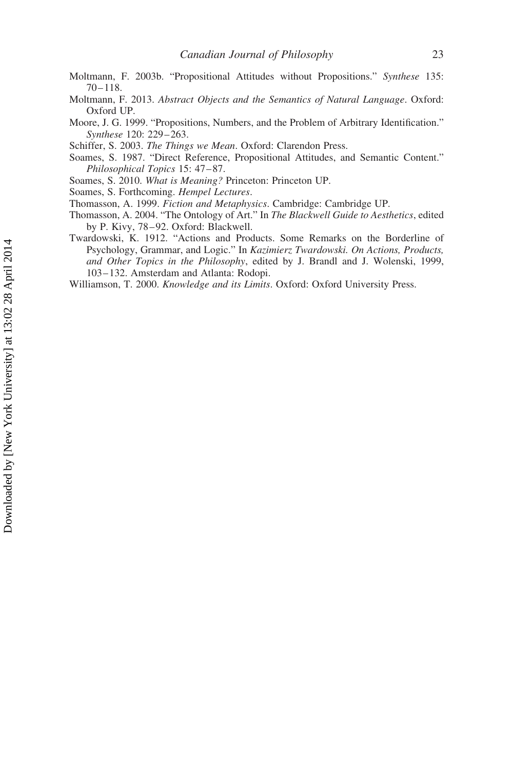Moltmann, F. 2003b. "Propositional Attitudes without Propositions." *Synthese* 135: 70–118.

Moltmann, F. 2013. *Abstract Objects and the Semantics of Natural Language*. Oxford: Oxford UP.

Moore, J. G. 1999. "Propositions, Numbers, and the Problem of Arbitrary Identification." *Synthese* 120: 229–263.

Schiffer, S. 2003. *The Things we Mean*. Oxford: Clarendon Press.

Soames, S. 1987. "Direct Reference, Propositional Attitudes, and Semantic Content." *Philosophical Topics* 15: 47–87.

Soames, S. 2010. *What is Meaning?* Princeton: Princeton UP.

Soames, S. Forthcoming. *Hempel Lectures*.

Thomasson, A. 1999. *Fiction and Metaphysics*. Cambridge: Cambridge UP.

Thomasson, A. 2004. "The Ontology of Art." In *The Blackwell Guide to Aesthetics*, edited by P. Kivy, 78–92. Oxford: Blackwell.

Twardowski, K. 1912. "Actions and Products. Some Remarks on the Borderline of Psychology, Grammar, and Logic." In *Kazimierz Twardowski. On Actions, Products, and Other Topics in the Philosophy*, edited by J. Brandl and J. Wolenski, 1999, 103–132. Amsterdam and Atlanta: Rodopi.

Williamson, T. 2000. *Knowledge and its Limits*. Oxford: Oxford University Press.